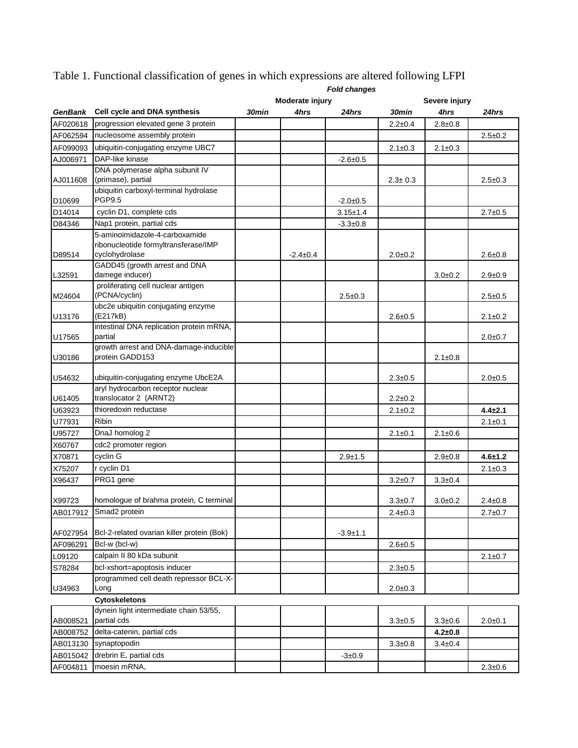Table 1. Functional classification of genes in which expressions are altered following LFPI

| | | *Fold changes* | | | | | |
|---|---|---|---|---|---|---|---|
| | | Moderate injury | | | Severe injury | | |
| ***GenBank*** | **Cell cycle and DNA synthesis** | ***30min*** | ***4hrs*** | ***24hrs*** | ***30min*** | ***4hrs*** | ***24hrs*** |
| AF020618 | progression elevated gene 3 protein | | | | 2.2±0.4 | 2.8±0.8 | |
| AF062594 | nucleosome assembly protein | | | | | | 2.5±0.2 |
| AF099093 | ubiquitin-conjugating enzyme UBC7 | | | | 2.1±0.3 | 2.1±0.3 | |
| AJ006971 | DAP-like kinase | | | -2.6±0.5 | | | |
| AJ011608 | DNA polymerase alpha subunit IV (primase), partial | | | | 2.3± 0.3 | | 2.5±0.3 |
| D10699 | ubiquitin carboxyl-terminal hydrolase PGP9.5 | | | -2.0±0.5 | | | |
| D14014 | cyclin D1, complete cds | | | 3.15±1.4 | | | 2.7±0.5 |
| D84346 | Nap1 protein, partial cds | | | -3.3±0.8 | | | |
| D89514 | 5-aminoimidazole-4-carboxamide ribonucleotide formyltransferase/IMP cyclohydrolase | | -2.4±0.4 | | 2.0±0.2 | | 2.6±0.8 |
| L32591 | GADD45 (growth arrest and DNA damege inducer) | | | | | 3.0±0.2 | 2.9±0.9 |
| M24604 | proliferating cell nuclear antigen (PCNA/cyclin) | | | 2.5±0.3 | | | 2.5±0.5 |
| U13176 | ubc2e ubiquitin conjugating enzyme (E217kB) | | | | 2.6±0.5 | | 2.1±0.2 |
| U17565 | intestinal DNA replication protein mRNA, partial | | | | | | 2.0±0.7 |
| U30186 | growth arrest and DNA-damage-inducible protein GADD153 | | | | | 2.1±0.8 | |
| U54632 | ubiquitin-conjugating enzyme UbcE2A | | | | 2.3±0.5 | | 2.0±0.5 |
| U61405 | aryl hydrocarbon receptor nuclear translocator 2 (ARNT2) | | | | 2.2±0.2 | | |
| U63923 | thioredoxin reductase | | | | 2.1±0.2 | | **4.4±2.1** |
| U77931 | Ribin | | | | | | 2.1±0.1 |
| U95727 | DnaJ homolog 2 | | | | 2.1±0.1 | 2.1±0.6 | |
| X60767 | cdc2 promoter region | | | | | | |
| X70871 | cyclin G | | | 2.9±1.5 | | 2.9±0.8 | **4.6±1.2** |
| X75207 | r cyclin D1 | | | | | | 2.1±0.3 |
| X96437 | PRG1 gene | | | | 3.2±0.7 | 3.3±0.4 | |
| X99723 | homologue of brahma protein, C terminal | | | | 3.3±0.7 | 3.0±0.2 | 2.4±0.8 |
| AB017912 | Smad2 protein | | | | 2.4±0.3 | | 2.7±0.7 |
| AF027954 | Bcl-2-related ovarian killer protein (Bok) | | | -3.9±1.1 | | | |
| AF096291 | Bcl-w (bcl-w) | | | | 2.6±0.5 | | |
| L09120 | calpain II 80 kDa subunit | | | | | | 2.1±0.7 |
| S78284 | bcl-xshort=apoptosis inducer | | | | 2.3±0.5 | | |
| U34963 | programmed cell death repressor BCL-X-Long | | | | 2.0±0.3 | | |
| | **Cytoskeletons** | | | | | | |
| AB008521 | dynein light intermediate chain 53/55, partial cds | | | | 3.3±0.5 | 3.3±0.6 | 2.0±0.1 |
| AB008752 | delta-catenin, partial cds | | | | | **4.2±0.8** | |
| AB013130 | synaptopodin | | | | 3.3±0.8 | 3.4±0.4 | |
| AB015042 | drebrin E, partial cds | | | -3±0.9 | | | |
| AF004811 | moesin mRNA, | | | | | | 2.3±0.6 |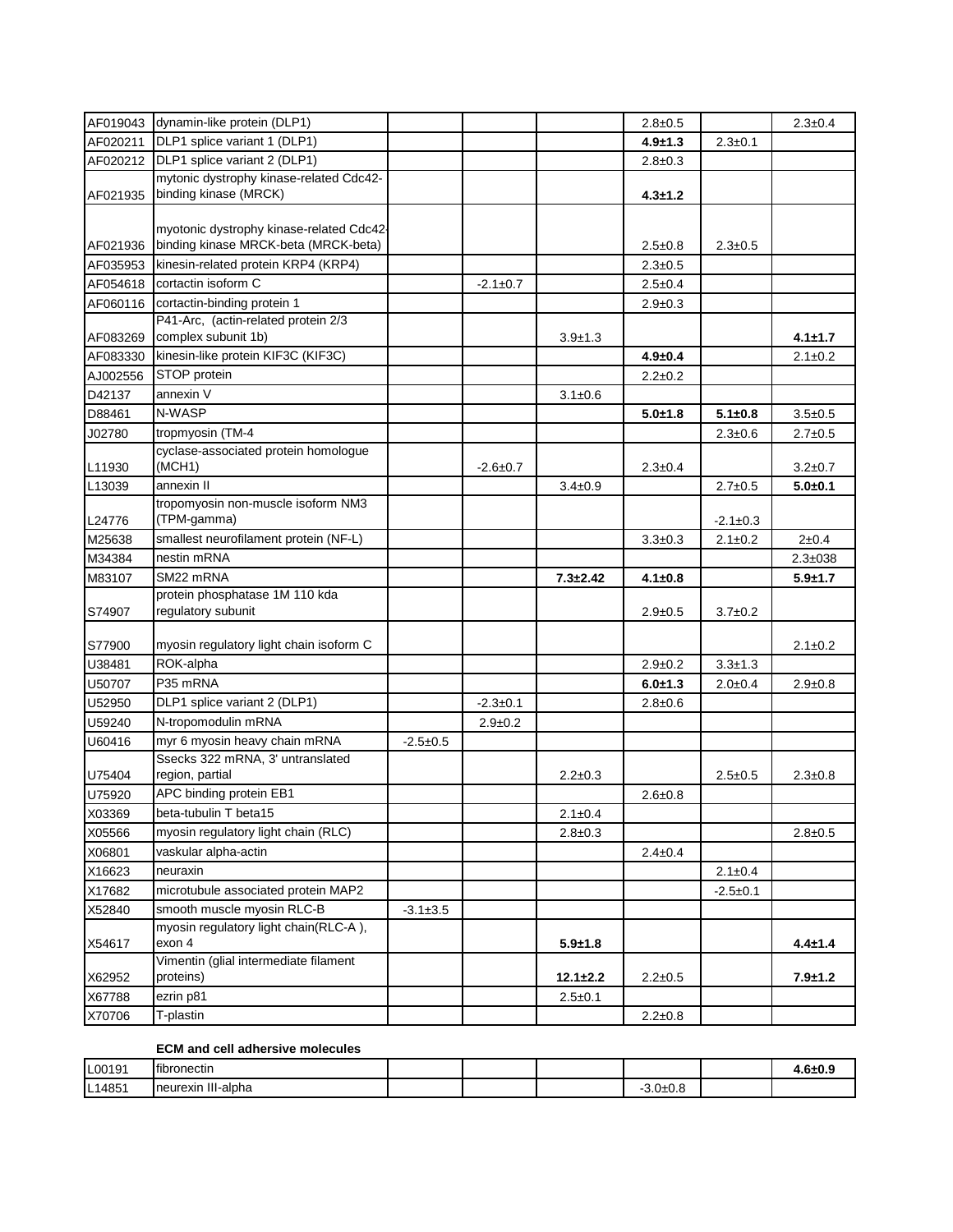| | | | | | | | |
|---|---|---|---|---|---|---|---|
| AF019043 | dynamin-like protein (DLP1) | | | | 2.8±0.5 | | 2.3±0.4 |
| AF020211 | DLP1 splice variant 1 (DLP1) | | | | **4.9±1.3** | 2.3±0.1 | |
| AF020212 | DLP1 splice variant 2 (DLP1) | | | | 2.8±0.3 | | |
| AF021935 | mytonic dystrophy kinase-related Cdc42-binding kinase (MRCK) | | | | **4.3±1.2** | | |
| AF021936 | myotonic dystrophy kinase-related Cdc42-binding kinase MRCK-beta (MRCK-beta) | | | | 2.5±0.8 | 2.3±0.5 | |
| AF035953 | kinesin-related protein KRP4 (KRP4) | | | | 2.3±0.5 | | |
| AF054618 | cortactin isoform C | | -2.1±0.7 | | 2.5±0.4 | | |
| AF060116 | cortactin-binding protein 1 | | | | 2.9±0.3 | | |
| AF083269 | P41-Arc, (actin-related protein 2/3 complex subunit 1b) | | | 3.9±1.3 | | | **4.1±1.7** |
| AF083330 | kinesin-like protein KIF3C (KIF3C) | | | | **4.9±0.4** | | 2.1±0.2 |
| AJ002556 | STOP protein | | | | 2.2±0.2 | | |
| D42137 | annexin V | | | 3.1±0.6 | | | |
| D88461 | N-WASP | | | | **5.0±1.8** | **5.1±0.8** | 3.5±0.5 |
| J02780 | tropmyosin (TM-4 | | | | | 2.3±0.6 | 2.7±0.5 |
| L11930 | cyclase-associated protein homologue (MCH1) | | -2.6±0.7 | | 2.3±0.4 | | 3.2±0.7 |
| L13039 | annexin II | | | 3.4±0.9 | | 2.7±0.5 | **5.0±0.1** |
| L24776 | tropomyosin non-muscle isoform NM3 (TPM-gamma) | | | | | -2.1±0.3 | |
| M25638 | smallest neurofilament protein (NF-L) | | | | 3.3±0.3 | 2.1±0.2 | 2±0.4 |
| M34384 | nestin mRNA | | | | | | 2.3±038 |
| M83107 | SM22 mRNA | | | **7.3±2.42** | **4.1±0.8** | | **5.9±1.7** |
| S74907 | protein phosphatase 1M 110 kda regulatory subunit | | | | 2.9±0.5 | 3.7±0.2 | |
| S77900 | myosin regulatory light chain isoform C | | | | | | 2.1±0.2 |
| U38481 | ROK-alpha | | | | 2.9±0.2 | 3.3±1.3 | |
| U50707 | P35 mRNA | | | | **6.0±1.3** | 2.0±0.4 | 2.9±0.8 |
| U52950 | DLP1 splice variant 2 (DLP1) | | -2.3±0.1 | | 2.8±0.6 | | |
| U59240 | N-tropomodulin mRNA | | 2.9±0.2 | | | | |
| U60416 | myr 6 myosin heavy chain mRNA | -2.5±0.5 | | | | | |
| U75404 | Ssecks 322 mRNA, 3' untranslated region, partial | | | 2.2±0.3 | | 2.5±0.5 | 2.3±0.8 |
| U75920 | APC binding protein EB1 | | | | 2.6±0.8 | | |
| X03369 | beta-tubulin T beta15 | | | 2.1±0.4 | | | |
| X05566 | myosin regulatory light chain (RLC) | | | 2.8±0.3 | | | 2.8±0.5 |
| X06801 | vaskular alpha-actin | | | | 2.4±0.4 | | |
| X16623 | neuraxin | | | | | 2.1±0.4 | |
| X17682 | microtubule associated protein MAP2 | | | | | -2.5±0.1 | |
| X52840 | smooth muscle myosin RLC-B | -3.1±3.5 | | | | | |
| X54617 | myosin regulatory light chain(RLC-A ), exon 4 | | | **5.9±1.8** | | | **4.4±1.4** |
| X62952 | Vimentin (glial intermediate filament proteins) | | | **12.1±2.2** | 2.2±0.5 | | **7.9±1.2** |
| X67788 | ezrin p81 | | | 2.5±0.1 | | | |
| X70706 | T-plastin | | | | 2.2±0.8 | | |

**ECM and cell adhersive molecules**

| | | | | | | | |
|---|---|---|---|---|---|---|---|
| L00191 | fibronectin | | | | | | **4.6±0.9** |
| L14851 | neurexin III-alpha | | | | -3.0±0.8 | | |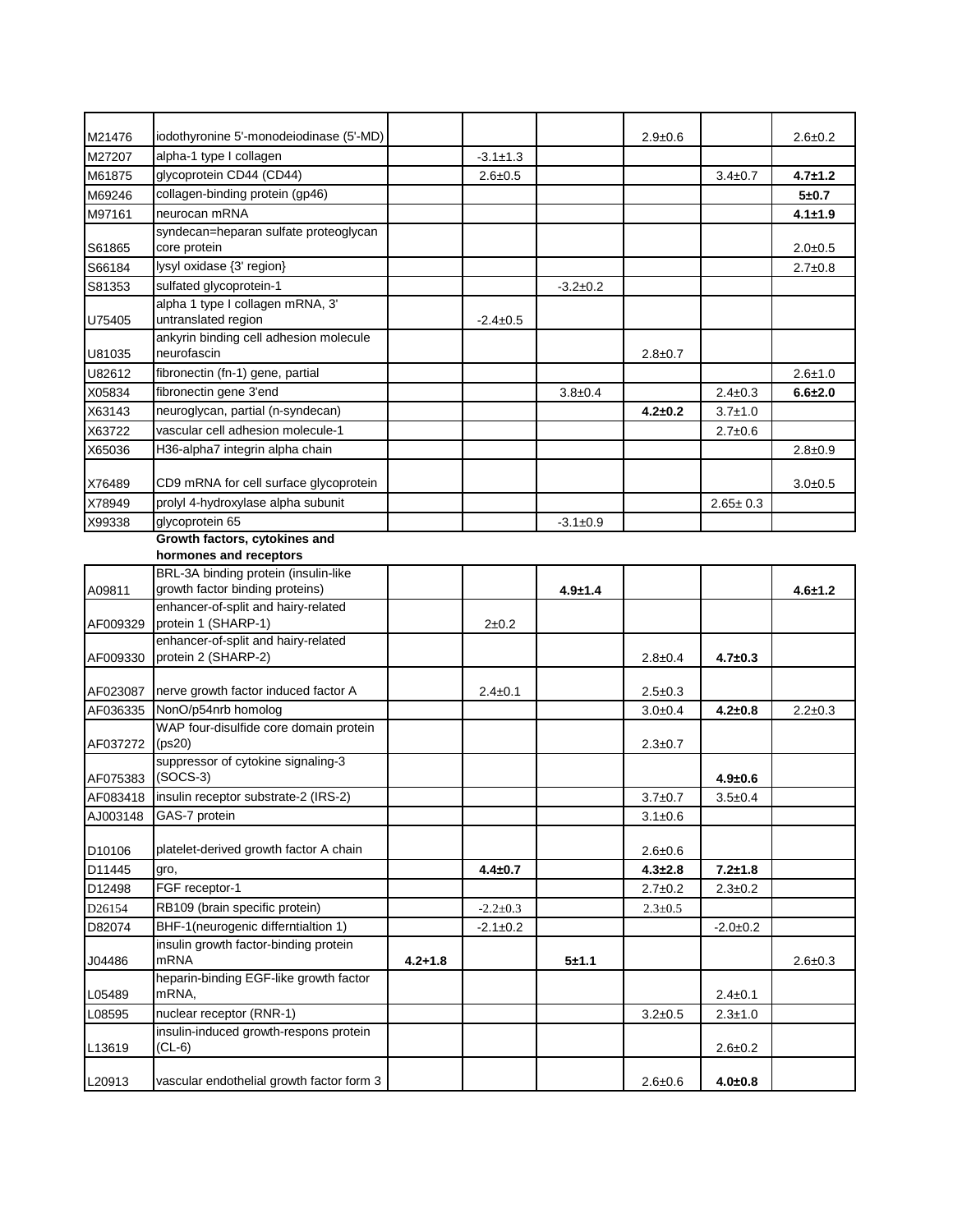| | | | | | | | |
|---|---|---|---|---|---|---|---|
| M21476 | iodothyronine 5'-monodeiodinase (5'-MD) | | | | 2.9±0.6 | | 2.6±0.2 |
| M27207 | alpha-1 type I collagen | | -3.1±1.3 | | | | |
| M61875 | glycoprotein CD44 (CD44) | | 2.6±0.5 | | | 3.4±0.7 | **4.7±1.2** |
| M69246 | collagen-binding protein (gp46) | | | | | | **5±0.7** |
| M97161 | neurocan mRNA | | | | | | **4.1±1.9** |
| S61865 | syndecan=heparan sulfate proteoglycan core protein | | | | | | 2.0±0.5 |
| S66184 | lysyl oxidase {3' region} | | | | | | 2.7±0.8 |
| S81353 | sulfated glycoprotein-1 | | | -3.2±0.2 | | | |
| U75405 | alpha 1 type I collagen mRNA, 3' untranslated region | | -2.4±0.5 | | | | |
| U81035 | ankyrin binding cell adhesion molecule neurofascin | | | | 2.8±0.7 | | |
| U82612 | fibronectin (fn-1) gene, partial | | | | | | 2.6±1.0 |
| X05834 | fibronectin gene 3'end | | | 3.8±0.4 | | 2.4±0.3 | **6.6±2.0** |
| X63143 | neuroglycan, partial (n-syndecan) | | | | **4.2±0.2** | 3.7±1.0 | |
| X63722 | vascular cell adhesion molecule-1 | | | | | 2.7±0.6 | |
| X65036 | H36-alpha7 integrin alpha chain | | | | | | 2.8±0.9 |
| X76489 | CD9 mRNA for cell surface glycoprotein | | | | | | 3.0±0.5 |
| X78949 | prolyl 4-hydroxylase alpha subunit | | | | | 2.65± 0.3 | |
| X99338 | glycoprotein 65 | | | -3.1±0.9 | | | |
| | **Growth factors, cytokines and hormones and receptors** | | | | | | |
| A09811 | BRL-3A binding protein (insulin-like growth factor binding proteins) | | | **4.9±1.4** | | | **4.6±1.2** |
| AF009329 | enhancer-of-split and hairy-related protein 1 (SHARP-1) | | 2±0.2 | | | | |
| AF009330 | enhancer-of-split and hairy-related protein 2 (SHARP-2) | | | | 2.8±0.4 | **4.7±0.3** | |
| AF023087 | nerve growth factor induced factor A | | 2.4±0.1 | | 2.5±0.3 | | |
| AF036335 | NonO/p54nrb homolog | | | | 3.0±0.4 | **4.2±0.8** | 2.2±0.3 |
| AF037272 | WAP four-disulfide core domain protein (ps20) | | | | 2.3±0.7 | | |
| AF075383 | suppressor of cytokine signaling-3 (SOCS-3) | | | | | **4.9±0.6** | |
| AF083418 | insulin receptor substrate-2 (IRS-2) | | | | 3.7±0.7 | 3.5±0.4 | |
| AJ003148 | GAS-7 protein | | | | 3.1±0.6 | | |
| D10106 | platelet-derived growth factor A chain | | | | 2.6±0.6 | | |
| D11445 | gro, | | **4.4±0.7** | | **4.3±2.8** | **7.2±1.8** | |
| D12498 | FGF receptor-1 | | | | 2.7±0.2 | 2.3±0.2 | |
| D26154 | RB109 (brain specific protein) | | -2.2±0.3 | | 2.3±0.5 | | |
| D82074 | BHF-1(neurogenic differntialtion 1) | | -2.1±0.2 | | | -2.0±0.2 | |
| J04486 | insulin growth factor-binding protein mRNA | **4.2+1.8** | | **5±1.1** | | | 2.6±0.3 |
| L05489 | heparin-binding EGF-like growth factor mRNA, | | | | | 2.4±0.1 | |
| L08595 | nuclear receptor (RNR-1) | | | | 3.2±0.5 | 2.3±1.0 | |
| L13619 | insulin-induced growth-respons protein (CL-6) | | | | | 2.6±0.2 | |
| L20913 | vascular endothelial growth factor form 3 | | | | 2.6±0.6 | **4.0±0.8** | |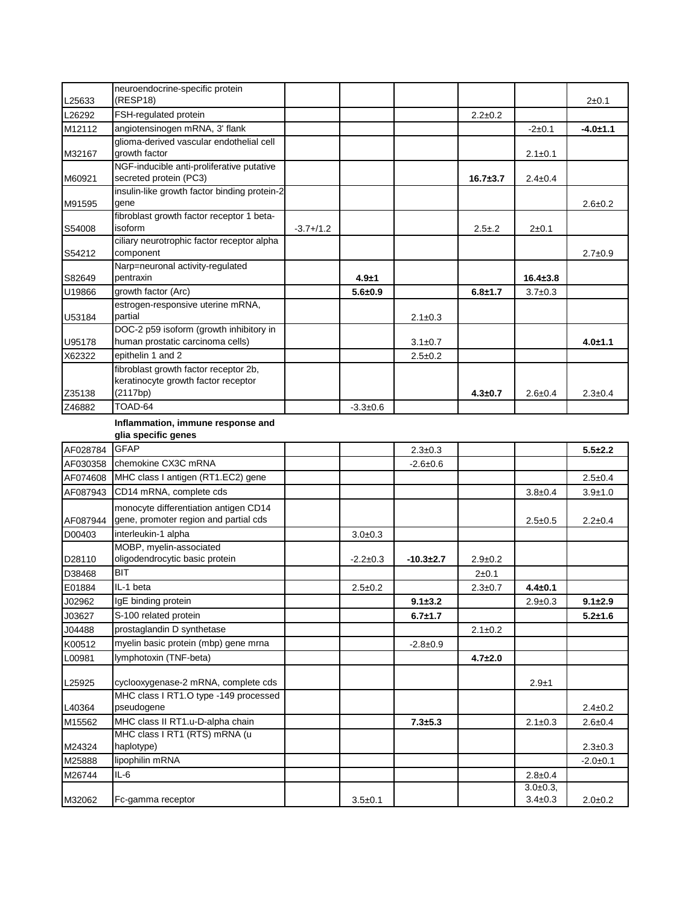| | | | | | | | |
|---|---|---|---|---|---|---|---|
| L25633 | neuroendocrine-specific protein (RESP18) | | | | | | 2±0.1 |
| L26292 | FSH-regulated protein | | | | 2.2±0.2 | | |
| M12112 | angiotensinogen mRNA, 3' flank | | | | | -2±0.1 | **-4.0±1.1** |
| M32167 | glioma-derived vascular endothelial cell growth factor | | | | | 2.1±0.1 | |
| M60921 | NGF-inducible anti-proliferative putative secreted protein (PC3) | | | | **16.7±3.7** | 2.4±0.4 | |
| M91595 | insulin-like growth factor binding protein-2 gene | | | | | | 2.6±0.2 |
| S54008 | fibroblast growth factor receptor 1 beta-isoform | -3.7+/1.2 | | | 2.5±.2 | 2±0.1 | |
| S54212 | ciliary neurotrophic factor receptor alpha component | | | | | | 2.7±0.9 |
| S82649 | Narp=neuronal activity-regulated pentraxin | | **4.9±1** | | | **16.4±3.8** | |
| U19866 | growth factor (Arc) | | **5.6±0.9** | | **6.8±1.7** | 3.7±0.3 | |
| U53184 | estrogen-responsive uterine mRNA, partial | | | 2.1±0.3 | | | |
| U95178 | DOC-2 p59 isoform (growth inhibitory in human prostatic carcinoma cells) | | | 3.1±0.7 | | | **4.0±1.1** |
| X62322 | epithelin 1 and 2 | | | 2.5±0.2 | | | |
| Z35138 | fibroblast growth factor receptor 2b, keratinocyte growth factor receptor (2117bp) | | | | **4.3±0.7** | 2.6±0.4 | 2.3±0.4 |
| Z46882 | TOAD-64 | | -3.3±0.6 | | | | |
| | **Inflammation, immune response and glia specific genes** | | | | | | |
| AF028784 | GFAP | | | 2.3±0.3 | | | **5.5±2.2** |
| AF030358 | chemokine CX3C mRNA | | | -2.6±0.6 | | | |
| AF074608 | MHC class I antigen (RT1.EC2) gene | | | | | | 2.5±0.4 |
| AF087943 | CD14 mRNA, complete cds | | | | | 3.8±0.4 | 3.9±1.0 |
| AF087944 | monocyte differentiation antigen CD14 gene, promoter region and partial cds | | | | | 2.5±0.5 | 2.2±0.4 |
| D00403 | interleukin-1 alpha | | 3.0±0.3 | | | | |
| D28110 | MOBP, myelin-associated oligodendrocytic basic protein | | -2.2±0.3 | **-10.3±2.7** | 2.9±0.2 | | |
| D38468 | BIT | | | | 2±0.1 | | |
| E01884 | IL-1 beta | | 2.5±0.2 | | 2.3±0.7 | **4.4±0.1** | |
| J02962 | IgE binding protein | | | **9.1±3.2** | | 2.9±0.3 | **9.1±2.9** |
| J03627 | S-100 related protein | | | **6.7±1.7** | | | **5.2±1.6** |
| J04488 | prostaglandin D synthetase | | | | 2.1±0.2 | | |
| K00512 | myelin basic protein (mbp) gene mrna | | | -2.8±0.9 | | | |
| L00981 | lymphotoxin (TNF-beta) | | | | **4.7±2.0** | | |
| L25925 | cyclooxygenase-2 mRNA, complete cds | | | | | 2.9±1 | |
| L40364 | MHC class I RT1.O type -149 processed pseudogene | | | | | | 2.4±0.2 |
| M15562 | MHC class II RT1.u-D-alpha chain | | | **7.3±5.3** | | 2.1±0.3 | 2.6±0.4 |
| M24324 | MHC class I RT1 (RTS) mRNA (u haplotype) | | | | | | 2.3±0.3 |
| M25888 | lipophilin mRNA | | | | | | -2.0±0.1 |
| M26744 | IL-6 | | | | | 2.8±0.4 | |
| M32062 | Fc-gamma receptor | | 3.5±0.1 | | | 3.0±0.3, 3.4±0.3 | 2.0±0.2 |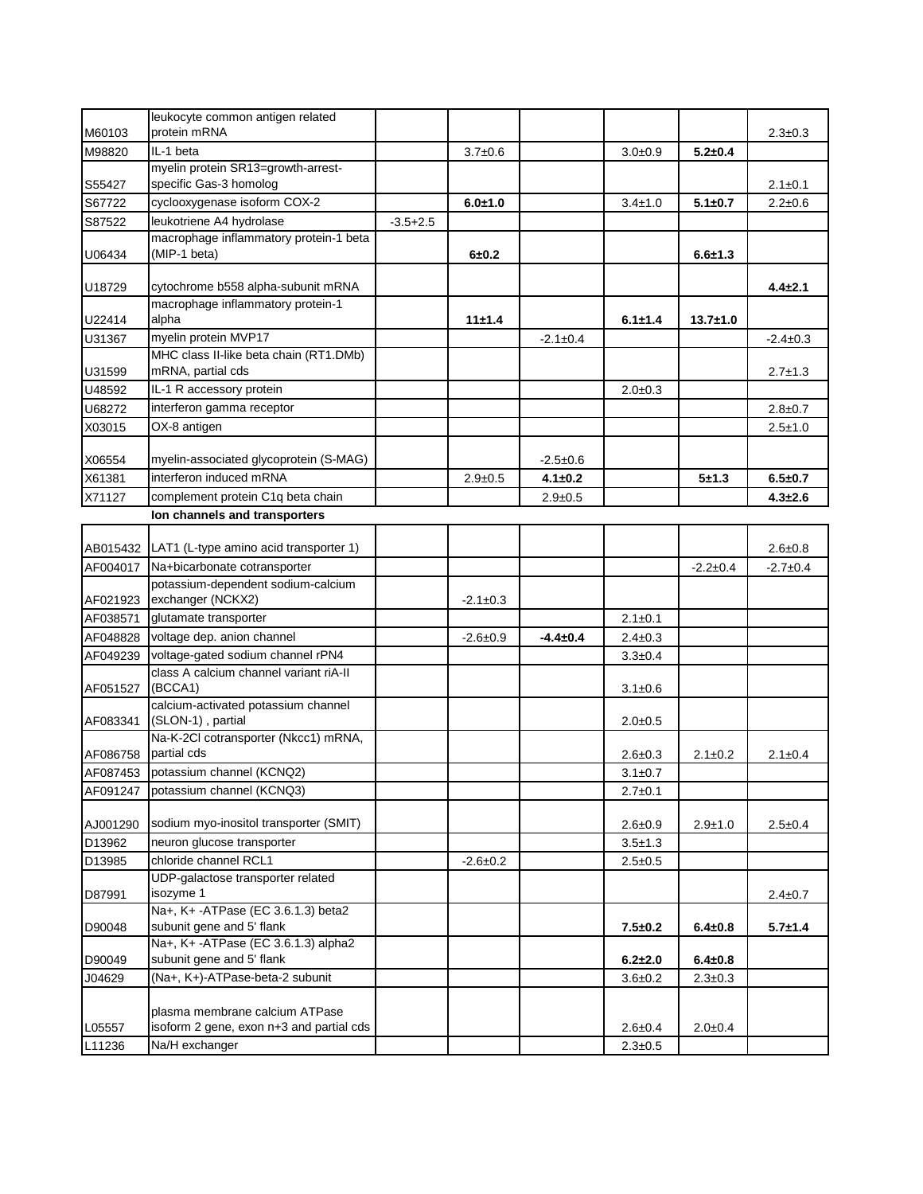| | | | | | | | |
|---|---|---|---|---|---|---|---|
| M60103 | leukocyte common antigen related protein mRNA | | | | | | 2.3±0.3 |
| M98820 | IL-1 beta | | 3.7±0.6 | | 3.0±0.9 | **5.2±0.4** | |
| S55427 | myelin protein SR13=growth-arrest-specific Gas-3 homolog | | | | | | 2.1±0.1 |
| S67722 | cyclooxygenase isoform COX-2 | | **6.0±1.0** | | 3.4±1.0 | **5.1±0.7** | 2.2±0.6 |
| S87522 | leukotriene A4 hydrolase | -3.5+2.5 | | | | | |
| U06434 | macrophage inflammatory protein-1 beta (MIP-1 beta) | | **6±0.2** | | | **6.6±1.3** | |
| U18729 | cytochrome b558 alpha-subunit mRNA | | | | | | **4.4±2.1** |
| U22414 | macrophage inflammatory protein-1 alpha | | **11±1.4** | | **6.1±1.4** | **13.7±1.0** | |
| U31367 | myelin protein MVP17 | | | -2.1±0.4 | | | -2.4±0.3 |
| U31599 | MHC class II-like beta chain (RT1.DMb) mRNA, partial cds | | | | | | 2.7±1.3 |
| U48592 | IL-1 R accessory protein | | | | 2.0±0.3 | | |
| U68272 | interferon gamma receptor | | | | | | 2.8±0.7 |
| X03015 | OX-8 antigen | | | | | | 2.5±1.0 |
| X06554 | myelin-associated glycoprotein (S-MAG) | | | -2.5±0.6 | | | |
| X61381 | interferon induced mRNA | | 2.9±0.5 | **4.1±0.2** | | **5±1.3** | **6.5±0.7** |
| X71127 | complement protein C1q beta chain | | | 2.9±0.5 | | | **4.3±2.6** |
| | **Ion channels and transporters** | | | | | | |
| AB015432 | LAT1 (L-type amino acid transporter 1) | | | | | | 2.6±0.8 |
| AF004017 | Na+bicarbonate cotransporter | | | | | -2.2±0.4 | -2.7±0.4 |
| AF021923 | potassium-dependent sodium-calcium exchanger (NCKX2) | | -2.1±0.3 | | | | |
| AF038571 | glutamate transporter | | | | 2.1±0.1 | | |
| AF048828 | voltage dep. anion channel | | -2.6±0.9 | **-4.4±0.4** | 2.4±0.3 | | |
| AF049239 | voltage-gated sodium channel rPN4 | | | | 3.3±0.4 | | |
| AF051527 | class A calcium channel variant riA-II (BCCA1) | | | | 3.1±0.6 | | |
| AF083341 | calcium-activated potassium channel (SLON-1) , partial | | | | 2.0±0.5 | | |
| AF086758 | Na-K-2Cl cotransporter (Nkcc1) mRNA, partial cds | | | | 2.6±0.3 | 2.1±0.2 | 2.1±0.4 |
| AF087453 | potassium channel (KCNQ2) | | | | 3.1±0.7 | | |
| AF091247 | potassium channel (KCNQ3) | | | | 2.7±0.1 | | |
| AJ001290 | sodium myo-inositol transporter (SMIT) | | | | 2.6±0.9 | 2.9±1.0 | 2.5±0.4 |
| D13962 | neuron glucose transporter | | | | 3.5±1.3 | | |
| D13985 | chloride channel RCL1 | | -2.6±0.2 | | 2.5±0.5 | | |
| D87991 | UDP-galactose transporter related isozyme 1 | | | | | | 2.4±0.7 |
| D90048 | Na+, K+ -ATPase (EC 3.6.1.3) beta2 subunit gene and 5' flank | | | | **7.5±0.2** | **6.4±0.8** | **5.7±1.4** |
| D90049 | Na+, K+ -ATPase (EC 3.6.1.3) alpha2 subunit gene and 5' flank | | | | **6.2±2.0** | **6.4±0.8** | |
| J04629 | (Na+, K+)-ATPase-beta-2 subunit | | | | 3.6±0.2 | 2.3±0.3 | |
| L05557 | plasma membrane calcium ATPase isoform 2 gene, exon n+3 and partial cds | | | | 2.6±0.4 | 2.0±0.4 | |
| L11236 | Na/H exchanger | | | | 2.3±0.5 | | |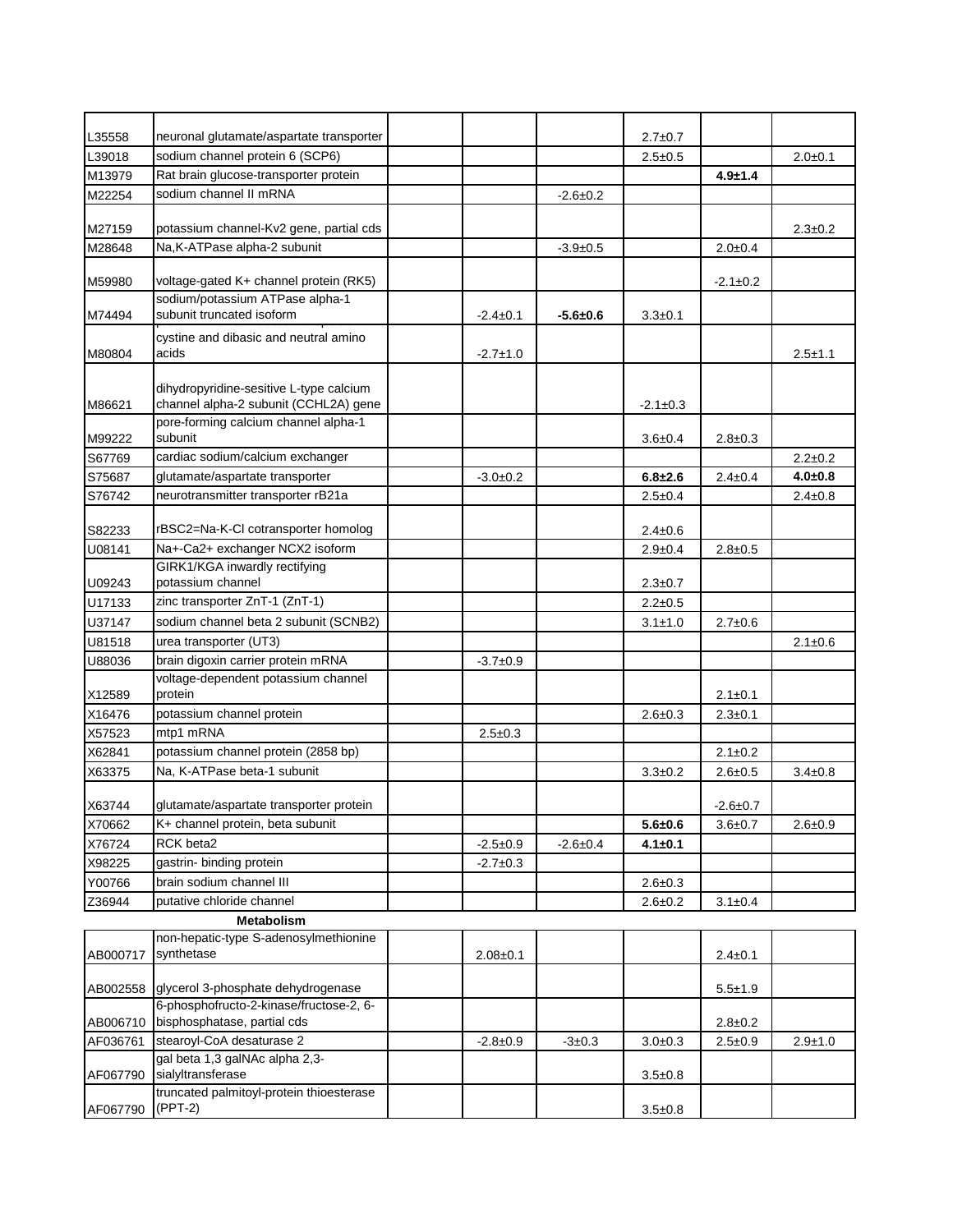| | | | | | | | |
|---|---|---|---|---|---|---|---|
| L35558 | neuronal glutamate/aspartate transporter | | | | 2.7±0.7 | | |
| L39018 | sodium channel protein 6 (SCP6) | | | | 2.5±0.5 | | 2.0±0.1 |
| M13979 | Rat brain glucose-transporter protein | | | | | **4.9±1.4** | |
| M22254 | sodium channel II mRNA | | | -2.6±0.2 | | | |
| M27159 | potassium channel-Kv2 gene, partial cds | | | | | | 2.3±0.2 |
| M28648 | Na,K-ATPase alpha-2 subunit | | | -3.9±0.5 | | 2.0±0.4 | |
| M59980 | voltage-gated K+ channel protein (RK5) | | | | | -2.1±0.2 | |
| M74494 | sodium/potassium ATPase alpha-1 subunit truncated isoform | | -2.4±0.1 | **-5.6±0.6** | 3.3±0.1 | | |
| M80804 | cystine and dibasic and neutral amino acids | | -2.7±1.0 | | | | 2.5±1.1 |
| M86621 | dihydropyridine-sesitive L-type calcium channel alpha-2 subunit (CCHL2A) gene | | | | -2.1±0.3 | | |
| M99222 | pore-forming calcium channel alpha-1 subunit | | | | 3.6±0.4 | 2.8±0.3 | |
| S67769 | cardiac sodium/calcium exchanger | | | | | | 2.2±0.2 |
| S75687 | glutamate/aspartate transporter | | -3.0±0.2 | | **6.8±2.6** | 2.4±0.4 | **4.0±0.8** |
| S76742 | neurotransmitter transporter rB21a | | | | 2.5±0.4 | | 2.4±0.8 |
| S82233 | rBSC2=Na-K-Cl cotransporter homolog | | | | 2.4±0.6 | | |
| U08141 | Na+-Ca2+ exchanger NCX2 isoform | | | | 2.9±0.4 | 2.8±0.5 | |
| U09243 | GIRK1/KGA inwardly rectifying potassium channel | | | | 2.3±0.7 | | |
| U17133 | zinc transporter ZnT-1 (ZnT-1) | | | | 2.2±0.5 | | |
| U37147 | sodium channel beta 2 subunit (SCNB2) | | | | 3.1±1.0 | 2.7±0.6 | |
| U81518 | urea transporter (UT3) | | | | | | 2.1±0.6 |
| U88036 | brain digoxin carrier protein mRNA | | -3.7±0.9 | | | | |
| X12589 | voltage-dependent potassium channel protein | | | | | 2.1±0.1 | |
| X16476 | potassium channel protein | | | | 2.6±0.3 | 2.3±0.1 | |
| X57523 | mtp1 mRNA | | 2.5±0.3 | | | | |
| X62841 | potassium channel protein (2858 bp) | | | | | 2.1±0.2 | |
| X63375 | Na, K-ATPase beta-1 subunit | | | | 3.3±0.2 | 2.6±0.5 | 3.4±0.8 |
| X63744 | glutamate/aspartate transporter protein | | | | | -2.6±0.7 | |
| X70662 | K+ channel protein, beta subunit | | | | **5.6±0.6** | 3.6±0.7 | 2.6±0.9 |
| X76724 | RCK beta2 | | -2.5±0.9 | -2.6±0.4 | **4.1±0.1** | | |
| X98225 | gastrin- binding protein | | -2.7±0.3 | | | | |
| Y00766 | brain sodium channel III | | | | 2.6±0.3 | | |
| Z36944 | putative chloride channel | | | | 2.6±0.2 | 3.1±0.4 | |
| | **Metabolism** | | | | | | |
| AB000717 | non-hepatic-type S-adenosylmethionine synthetase | | 2.08±0.1 | | | 2.4±0.1 | |
| AB002558 | glycerol 3-phosphate dehydrogenase | | | | | 5.5±1.9 | |
| AB006710 | 6-phosphofructo-2-kinase/fructose-2, 6-bisphosphatase, partial cds | | | | | 2.8±0.2 | |
| AF036761 | stearoyl-CoA desaturase 2 | | -2.8±0.9 | -3±0.3 | 3.0±0.3 | 2.5±0.9 | 2.9±1.0 |
| AF067790 | gal beta 1,3 galNAc alpha 2,3-sialyltransferase | | | | 3.5±0.8 | | |
| AF067790 | truncated palmitoyl-protein thioesterase (PPT-2) | | | | 3.5±0.8 | | |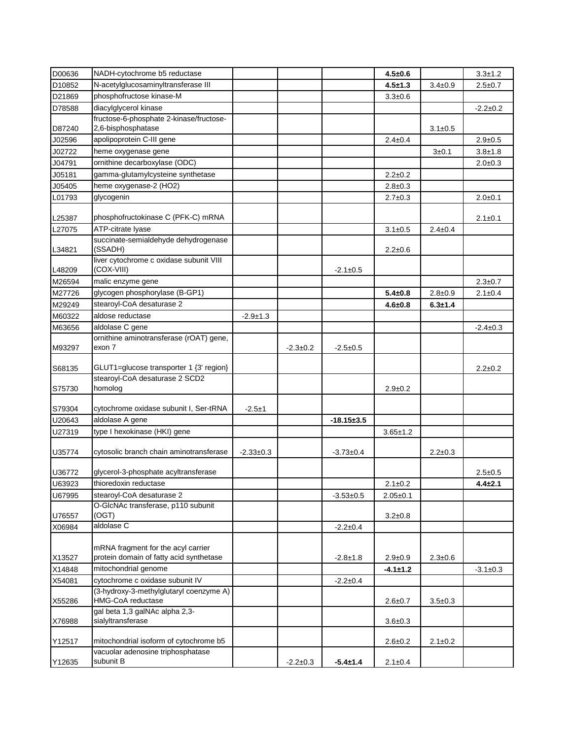| | | | | | | | |
|---|---|---|---|---|---|---|---|
| D00636 | NADH-cytochrome b5 reductase | | | | **4.5±0.6** | | 3.3±1.2 |
| D10852 | N-acetylglucosaminyltransferase III | | | | **4.5±1.3** | 3.4±0.9 | 2.5±0.7 |
| D21869 | phosphofructose kinase-M | | | | 3.3±0.6 | | |
| D78588 | diacylglycerol kinase | | | | | | -2.2±0.2 |
| D87240 | fructose-6-phosphate 2-kinase/fructose-2,6-bisphosphatase | | | | | 3.1±0.5 | |
| J02596 | apolipoprotein C-III gene | | | | 2.4±0.4 | | 2.9±0.5 |
| J02722 | heme oxygenase gene | | | | | 3±0.1 | 3.8±1.8 |
| J04791 | ornithine decarboxylase (ODC) | | | | | | 2.0±0.3 |
| J05181 | gamma-glutamylcysteine synthetase | | | | 2.2±0.2 | | |
| J05405 | heme oxygenase-2 (HO2) | | | | 2.8±0.3 | | |
| L01793 | glycogenin | | | | 2.7±0.3 | | 2.0±0.1 |
| L25387 | phosphofructokinase C (PFK-C) mRNA | | | | | | 2.1±0.1 |
| L27075 | ATP-citrate lyase | | | | 3.1±0.5 | 2.4±0.4 | |
| L34821 | succinate-semialdehyde dehydrogenase (SSADH) | | | | 2.2±0.6 | | |
| L48209 | liver cytochrome c oxidase subunit VIII (COX-VIII) | | | -2.1±0.5 | | | |
| M26594 | malic enzyme gene | | | | | | 2.3±0.7 |
| M27726 | glycogen phosphorylase (B-GP1) | | | | **5.4±0.8** | 2.8±0.9 | 2.1±0.4 |
| M29249 | stearoyl-CoA desaturase 2 | | | | **4.6±0.8** | **6.3±1.4** | |
| M60322 | aldose reductase | -2.9±1.3 | | | | | |
| M63656 | aldolase C gene | | | | | | -2.4±0.3 |
| M93297 | ornithine aminotransferase (rOAT) gene, exon 7 | | -2.3±0.2 | -2.5±0.5 | | | |
| S68135 | GLUT1=glucose transporter 1 {3' region} | | | | | | 2.2±0.2 |
| S75730 | stearoyl-CoA desaturase 2 SCD2 homolog | | | | 2.9±0.2 | | |
| S79304 | cytochrome oxidase subunit I, Ser-tRNA | -2.5±1 | | | | | |
| U20643 | aldolase A gene | | | **-18.15±3.5** | | | |
| U27319 | type I hexokinase (HKI) gene | | | | 3.65±1.2 | | |
| U35774 | cytosolic branch chain aminotransferase | -2.33±0.3 | | -3.73±0.4 | | 2.2±0.3 | |
| U36772 | glycerol-3-phosphate acyltransferase | | | | | | 2.5±0.5 |
| U63923 | thioredoxin reductase | | | | 2.1±0.2 | | **4.4±2.1** |
| U67995 | stearoyl-CoA desaturase 2 | | | -3.53±0.5 | 2.05±0.1 | | |
| U76557 | O-GlcNAc transferase, p110 subunit (OGT) | | | | 3.2±0.8 | | |
| X06984 | aldolase C | | | -2.2±0.4 | | | |
| X13527 | mRNA fragment for the acyl carrier protein domain of fatty acid synthetase | | | -2.8±1.8 | 2.9±0.9 | 2.3±0.6 | |
| X14848 | mitochondrial genome | | | | **-4.1±1.2** | | -3.1±0.3 |
| X54081 | cytochrome c oxidase subunit IV | | | -2.2±0.4 | | | |
| X55286 | (3-hydroxy-3-methylglutaryl coenzyme A) HMG-CoA reductase | | | | 2.6±0.7 | 3.5±0.3 | |
| X76988 | gal beta 1,3 galNAc alpha 2,3-sialyltransferase | | | | 3.6±0.3 | | |
| Y12517 | mitochondrial isoform of cytochrome b5 | | | | 2.6±0.2 | 2.1±0.2 | |
| Y12635 | vacuolar adenosine triphosphatase subunit B | | -2.2±0.3 | **-5.4±1.4** | 2.1±0.4 | | |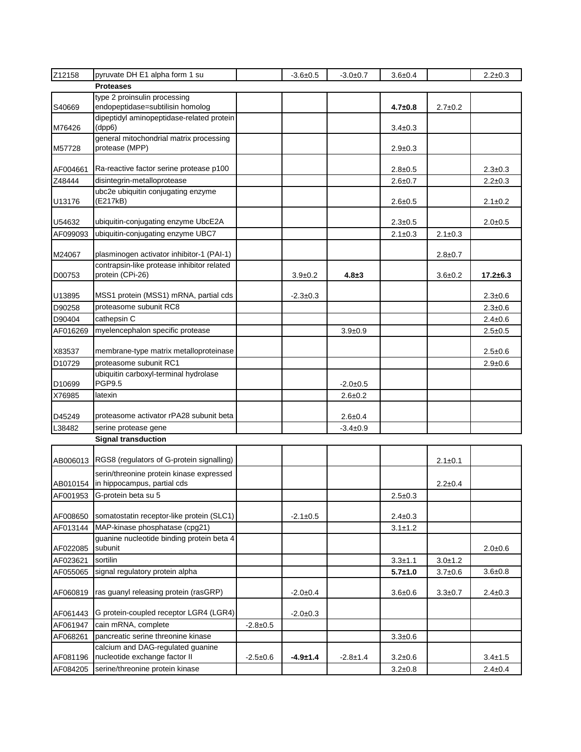| | | | | | | | |
|---|---|---|---|---|---|---|---|
| Z12158 | pyruvate DH E1 alpha form 1 su | | -3.6±0.5 | -3.0±0.7 | 3.6±0.4 | | 2.2±0.3 |
| | **Proteases** | | | | | | |
| S40669 | type 2 proinsulin processing endopeptidase=subtilisin homolog | | | | **4.7±0.8** | 2.7±0.2 | |
| M76426 | dipeptidyl aminopeptidase-related protein (dpp6) | | | | 3.4±0.3 | | |
| M57728 | general mitochondrial matrix processing protease (MPP) | | | | 2.9±0.3 | | |
| AF004661 | Ra-reactive factor serine protease p100 | | | | 2.8±0.5 | | 2.3±0.3 |
| Z48444 | disintegrin-metalloprotease | | | | 2.6±0.7 | | 2.2±0.3 |
| U13176 | ubc2e ubiquitin conjugating enzyme (E217kB) | | | | 2.6±0.5 | | 2.1±0.2 |
| U54632 | ubiquitin-conjugating enzyme UbcE2A | | | | 2.3±0.5 | | 2.0±0.5 |
| AF099093 | ubiquitin-conjugating enzyme UBC7 | | | | 2.1±0.3 | 2.1±0.3 | |
| M24067 | plasminogen activator inhibitor-1 (PAI-1) | | | | | 2.8±0.7 | |
| D00753 | contrapsin-like protease inhibitor related protein (CPi-26) | | 3.9±0.2 | **4.8±3** | | 3.6±0.2 | **17.2±6.3** |
| U13895 | MSS1 protein (MSS1) mRNA, partial cds | | -2.3±0.3 | | | | 2.3±0.6 |
| D90258 | proteasome subunit RC8 | | | | | | 2.3±0.6 |
| D90404 | cathepsin C | | | | | | 2.4±0.6 |
| AF016269 | myelencephalon specific protease | | | 3.9±0.9 | | | 2.5±0.5 |
| X83537 | membrane-type matrix metalloproteinase | | | | | | 2.5±0.6 |
| D10729 | proteasome subunit RC1 | | | | | | 2.9±0.6 |
| D10699 | ubiquitin carboxyl-terminal hydrolase PGP9.5 | | | -2.0±0.5 | | | |
| X76985 | latexin | | | 2.6±0.2 | | | |
| D45249 | proteasome activator rPA28 subunit beta | | | 2.6±0.4 | | | |
| L38482 | serine protease gene | | | -3.4±0.9 | | | |
| | **Signal transduction** | | | | | | |
| AB006013 | RGS8 (regulators of G-protein signalling) | | | | | 2.1±0.1 | |
| AB010154 | serin/threonine protein kinase expressed in hippocampus, partial cds | | | | | 2.2±0.4 | |
| AF001953 | G-protein beta su 5 | | | | 2.5±0.3 | | |
| AF008650 | somatostatin receptor-like protein (SLC1) | | -2.1±0.5 | | 2.4±0.3 | | |
| AF013144 | MAP-kinase phosphatase (cpg21) | | | | 3.1±1.2 | | |
| AF022085 | guanine nucleotide binding protein beta 4 subunit | | | | | | 2.0±0.6 |
| AF023621 | sortilin | | | | 3.3±1.1 | 3.0±1.2 | |
| AF055065 | signal regulatory protein alpha | | | | **5.7±1.0** | 3.7±0.6 | 3.6±0.8 |
| AF060819 | ras guanyl releasing protein (rasGRP) | | -2.0±0.4 | | 3.6±0.6 | 3.3±0.7 | 2.4±0.3 |
| AF061443 | G protein-coupled receptor LGR4 (LGR4) | | -2.0±0.3 | | | | |
| AF061947 | cain mRNA, complete | -2.8±0.5 | | | | | |
| AF068261 | pancreatic serine threonine kinase | | | | 3.3±0.6 | | |
| AF081196 | calcium and DAG-regulated guanine nucleotide exchange factor II | -2.5±0.6 | **-4.9±1.4** | -2.8±1.4 | 3.2±0.6 | | 3.4±1.5 |
| AF084205 | serine/threonine protein kinase | | | | 3.2±0.8 | | 2.4±0.4 |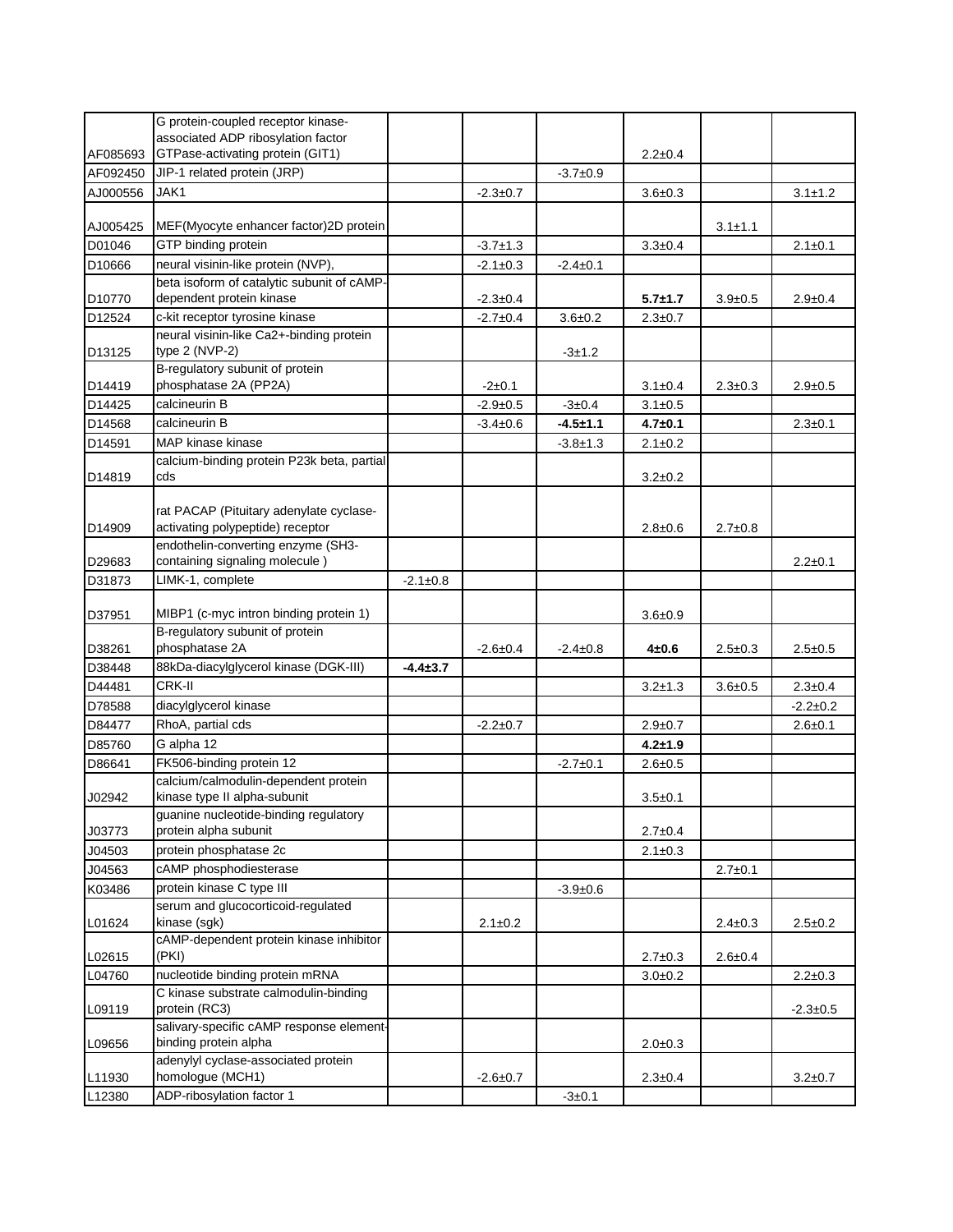| | | | | | | | |
|---|---|---|---|---|---|---|---|
| AF085693 | G protein-coupled receptor kinase-associated ADP ribosylation factor GTPase-activating protein (GIT1) | | | | 2.2±0.4 | | |
| AF092450 | JIP-1 related protein (JRP) | | | -3.7±0.9 | | | |
| AJ000556 | JAK1 | | -2.3±0.7 | | 3.6±0.3 | | 3.1±1.2 |
| AJ005425 | MEF(Myocyte enhancer factor)2D protein | | | | | 3.1±1.1 | |
| D01046 | GTP binding protein | | -3.7±1.3 | | 3.3±0.4 | | 2.1±0.1 |
| D10666 | neural visinin-like protein (NVP), | | -2.1±0.3 | -2.4±0.1 | | | |
| D10770 | beta isoform of catalytic subunit of cAMP-dependent protein kinase | | -2.3±0.4 | | **5.7±1.7** | 3.9±0.5 | 2.9±0.4 |
| D12524 | c-kit receptor tyrosine kinase | | -2.7±0.4 | 3.6±0.2 | 2.3±0.7 | | |
| D13125 | neural visinin-like Ca2+-binding protein type 2 (NVP-2) | | | -3±1.2 | | | |
| D14419 | B-regulatory subunit of protein phosphatase 2A (PP2A) | | -2±0.1 | | 3.1±0.4 | 2.3±0.3 | 2.9±0.5 |
| D14425 | calcineurin B | | -2.9±0.5 | -3±0.4 | 3.1±0.5 | | |
| D14568 | calcineurin B | | -3.4±0.6 | **-4.5±1.1** | **4.7±0.1** | | 2.3±0.1 |
| D14591 | MAP kinase kinase | | | -3.8±1.3 | 2.1±0.2 | | |
| D14819 | calcium-binding protein P23k beta, partial cds | | | | 3.2±0.2 | | |
| D14909 | rat PACAP (Pituitary adenylate cyclase-activating polypeptide) receptor | | | | 2.8±0.6 | 2.7±0.8 | |
| D29683 | endothelin-converting enzyme (SH3-containing signaling molecule ) | | | | | | 2.2±0.1 |
| D31873 | LIMK-1, complete | -2.1±0.8 | | | | | |
| D37951 | MIBP1 (c-myc intron binding protein 1) | | | | 3.6±0.9 | | |
| D38261 | B-regulatory subunit of protein phosphatase 2A | | -2.6±0.4 | -2.4±0.8 | **4±0.6** | 2.5±0.3 | 2.5±0.5 |
| D38448 | 88kDa-diacylglycerol kinase (DGK-III) | **-4.4±3.7** | | | | | |
| D44481 | CRK-II | | | | 3.2±1.3 | 3.6±0.5 | 2.3±0.4 |
| D78588 | diacylglycerol kinase | | | | | | -2.2±0.2 |
| D84477 | RhoA, partial cds | | -2.2±0.7 | | 2.9±0.7 | | 2.6±0.1 |
| D85760 | G alpha 12 | | | | **4.2±1.9** | | |
| D86641 | FK506-binding protein 12 | | | -2.7±0.1 | 2.6±0.5 | | |
| J02942 | calcium/calmodulin-dependent protein kinase type II alpha-subunit | | | | 3.5±0.1 | | |
| J03773 | guanine nucleotide-binding regulatory protein alpha subunit | | | | 2.7±0.4 | | |
| J04503 | protein phosphatase 2c | | | | 2.1±0.3 | | |
| J04563 | cAMP phosphodiesterase | | | | | 2.7±0.1 | |
| K03486 | protein kinase C type III | | | -3.9±0.6 | | | |
| L01624 | serum and glucocorticoid-regulated kinase (sgk) | | 2.1±0.2 | | | 2.4±0.3 | 2.5±0.2 |
| L02615 | cAMP-dependent protein kinase inhibitor (PKI) | | | | 2.7±0.3 | 2.6±0.4 | |
| L04760 | nucleotide binding protein mRNA | | | | 3.0±0.2 | | 2.2±0.3 |
| L09119 | C kinase substrate calmodulin-binding protein (RC3) | | | | | | -2.3±0.5 |
| L09656 | salivary-specific cAMP response element-binding protein alpha | | | | 2.0±0.3 | | |
| L11930 | adenylyl cyclase-associated protein homologue (MCH1) | | -2.6±0.7 | | 2.3±0.4 | | 3.2±0.7 |
| L12380 | ADP-ribosylation factor 1 | | | -3±0.1 | | | |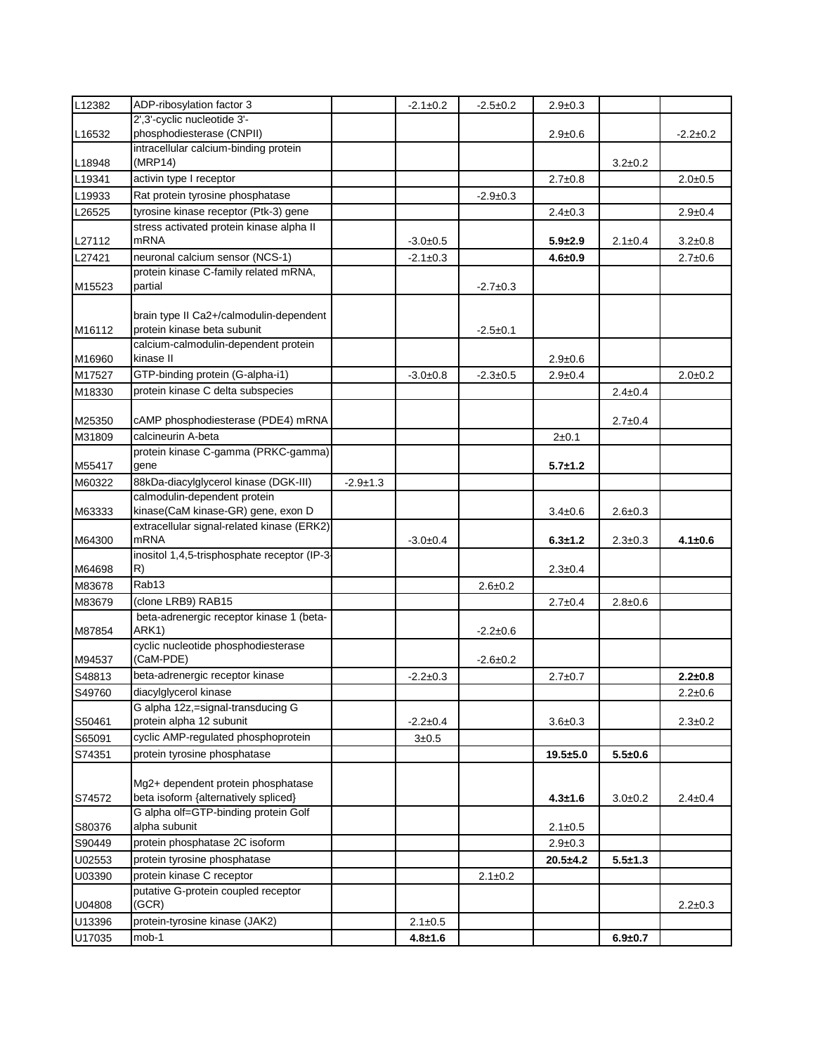| | | | | | | | |
|---|---|---|---|---|---|---|---|
| L12382 | ADP-ribosylation factor 3 | | -2.1±0.2 | -2.5±0.2 | 2.9±0.3 | | |
| L16532 | 2',3'-cyclic nucleotide 3'-phosphodiesterase (CNPII) | | | | 2.9±0.6 | | -2.2±0.2 |
| L18948 | intracellular calcium-binding protein (MRP14) | | | | | 3.2±0.2 | |
| L19341 | activin type I receptor | | | | 2.7±0.8 | | 2.0±0.5 |
| L19933 | Rat protein tyrosine phosphatase | | | -2.9±0.3 | | | |
| L26525 | tyrosine kinase receptor (Ptk-3) gene | | | | 2.4±0.3 | | 2.9±0.4 |
| L27112 | stress activated protein kinase alpha II mRNA | | -3.0±0.5 | | **5.9±2.9** | 2.1±0.4 | 3.2±0.8 |
| L27421 | neuronal calcium sensor (NCS-1) | | -2.1±0.3 | | **4.6±0.9** | | 2.7±0.6 |
| M15523 | protein kinase C-family related mRNA, partial | | | -2.7±0.3 | | | |
| M16112 | brain type II Ca2+/calmodulin-dependent protein kinase beta subunit | | | -2.5±0.1 | | | |
| M16960 | calcium-calmodulin-dependent protein kinase II | | | | 2.9±0.6 | | |
| M17527 | GTP-binding protein (G-alpha-i1) | | -3.0±0.8 | -2.3±0.5 | 2.9±0.4 | | 2.0±0.2 |
| M18330 | protein kinase C delta subspecies | | | | | 2.4±0.4 | |
| M25350 | cAMP phosphodiesterase (PDE4) mRNA | | | | | 2.7±0.4 | |
| M31809 | calcineurin A-beta | | | | 2±0.1 | | |
| M55417 | protein kinase C-gamma (PRKC-gamma) gene | | | | **5.7±1.2** | | |
| M60322 | 88kDa-diacylglycerol kinase (DGK-III) | -2.9±1.3 | | | | | |
| M63333 | calmodulin-dependent protein kinase(CaM kinase-GR) gene, exon D | | | | 3.4±0.6 | 2.6±0.3 | |
| M64300 | extracellular signal-related kinase (ERK2) mRNA | | -3.0±0.4 | | **6.3±1.2** | 2.3±0.3 | **4.1±0.6** |
| M64698 | inositol 1,4,5-trisphosphate receptor (IP-3-R) | | | | 2.3±0.4 | | |
| M83678 | Rab13 | | | 2.6±0.2 | | | |
| M83679 | (clone LRB9) RAB15 | | | | 2.7±0.4 | 2.8±0.6 | |
| M87854 | beta-adrenergic receptor kinase 1 (beta-ARK1) | | | -2.2±0.6 | | | |
| M94537 | cyclic nucleotide phosphodiesterase (CaM-PDE) | | | -2.6±0.2 | | | |
| S48813 | beta-adrenergic receptor kinase | | -2.2±0.3 | | 2.7±0.7 | | **2.2±0.8** |
| S49760 | diacylglycerol kinase | | | | | | 2.2±0.6 |
| S50461 | G alpha 12z,=signal-transducing G protein alpha 12 subunit | | -2.2±0.4 | | 3.6±0.3 | | 2.3±0.2 |
| S65091 | cyclic AMP-regulated phosphoprotein | | 3±0.5 | | | | |
| S74351 | protein tyrosine phosphatase | | | | **19.5±5.0** | **5.5±0.6** | |
| S74572 | Mg2+ dependent protein phosphatase beta isoform {alternatively spliced} | | | | **4.3±1.6** | 3.0±0.2 | 2.4±0.4 |
| S80376 | G alpha olf=GTP-binding protein Golf alpha subunit | | | | 2.1±0.5 | | |
| S90449 | protein phosphatase 2C isoform | | | | 2.9±0.3 | | |
| U02553 | protein tyrosine phosphatase | | | | **20.5±4.2** | **5.5±1.3** | |
| U03390 | protein kinase C receptor | | | 2.1±0.2 | | | |
| U04808 | putative G-protein coupled receptor (GCR) | | | | | | 2.2±0.3 |
| U13396 | protein-tyrosine kinase (JAK2) | | 2.1±0.5 | | | | |
| U17035 | mob-1 | | **4.8±1.6** | | | **6.9±0.7** | |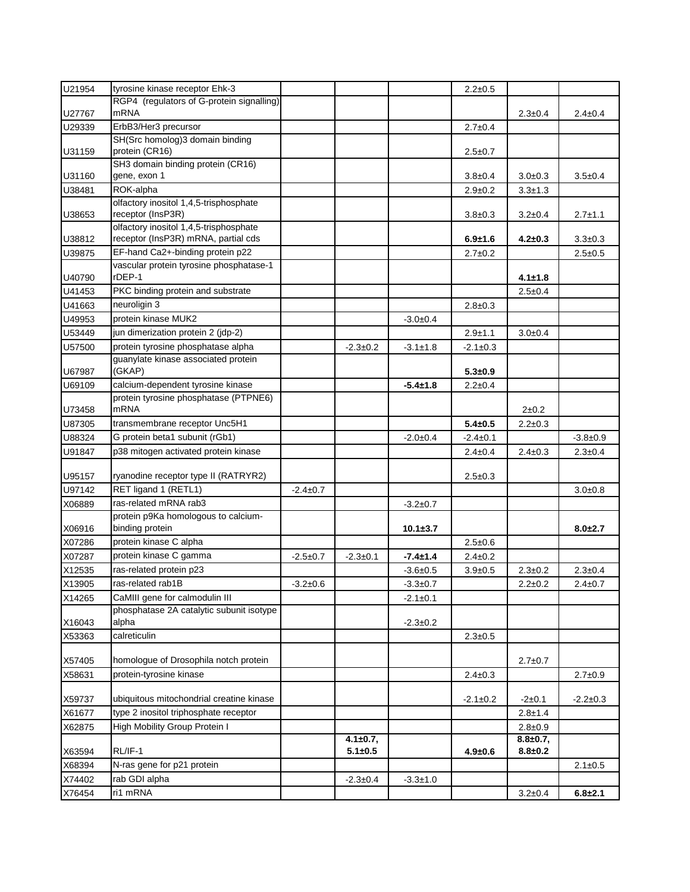| | | | | | | | |
|---|---|---|---|---|---|---|---|
| U21954 | tyrosine kinase receptor Ehk-3 | | | | 2.2±0.5 | | |
| U27767 | RGP4 (regulators of G-protein signalling) mRNA | | | | | 2.3±0.4 | 2.4±0.4 |
| U29339 | ErbB3/Her3 precursor | | | | 2.7±0.4 | | |
| U31159 | SH(Src homolog)3 domain binding protein (CR16) | | | | 2.5±0.7 | | |
| U31160 | SH3 domain binding protein (CR16) gene, exon 1 | | | | 3.8±0.4 | 3.0±0.3 | 3.5±0.4 |
| U38481 | ROK-alpha | | | | 2.9±0.2 | 3.3±1.3 | |
| U38653 | olfactory inositol 1,4,5-trisphosphate receptor (InsP3R) | | | | 3.8±0.3 | 3.2±0.4 | 2.7±1.1 |
| U38812 | olfactory inositol 1,4,5-trisphosphate receptor (InsP3R) mRNA, partial cds | | | | **6.9±1.6** | **4.2±0.3** | 3.3±0.3 |
| U39875 | EF-hand Ca2+-binding protein p22 | | | | 2.7±0.2 | | 2.5±0.5 |
| U40790 | vascular protein tyrosine phosphatase-1 rDEP-1 | | | | | **4.1±1.8** | |
| U41453 | PKC binding protein and substrate | | | | | 2.5±0.4 | |
| U41663 | neuroligin 3 | | | | 2.8±0.3 | | |
| U49953 | protein kinase MUK2 | | | -3.0±0.4 | | | |
| U53449 | jun dimerization protein 2 (jdp-2) | | | | 2.9±1.1 | 3.0±0.4 | |
| U57500 | protein tyrosine phosphatase alpha | | -2.3±0.2 | -3.1±1.8 | -2.1±0.3 | | |
| U67987 | guanylate kinase associated protein (GKAP) | | | | **5.3±0.9** | | |
| U69109 | calcium-dependent tyrosine kinase | | | **-5.4±1.8** | 2.2±0.4 | | |
| U73458 | protein tyrosine phosphatase (PTPNE6) mRNA | | | | | 2±0.2 | |
| U87305 | transmembrane receptor Unc5H1 | | | | **5.4±0.5** | 2.2±0.3 | |
| U88324 | G protein beta1 subunit (rGb1) | | | -2.0±0.4 | -2.4±0.1 | | -3.8±0.9 |
| U91847 | p38 mitogen activated protein kinase | | | | 2.4±0.4 | 2.4±0.3 | 2.3±0.4 |
| U95157 | ryanodine receptor type II (RATRYR2) | | | | 2.5±0.3 | | |
| U97142 | RET ligand 1 (RETL1) | -2.4±0.7 | | | | | 3.0±0.8 |
| X06889 | ras-related mRNA rab3 | | | -3.2±0.7 | | | |
| X06916 | protein p9Ka homologous to calcium-binding protein | | | **10.1±3.7** | | | **8.0±2.7** |
| X07286 | protein kinase C alpha | | | | 2.5±0.6 | | |
| X07287 | protein kinase C gamma | -2.5±0.7 | -2.3±0.1 | **-7.4±1.4** | 2.4±0.2 | | |
| X12535 | ras-related protein p23 | | | -3.6±0.5 | 3.9±0.5 | 2.3±0.2 | 2.3±0.4 |
| X13905 | ras-related rab1B | -3.2±0.6 | | -3.3±0.7 | | 2.2±0.2 | 2.4±0.7 |
| X14265 | CaMIII gene for calmodulin III | | | -2.1±0.1 | | | |
| X16043 | phosphatase 2A catalytic subunit isotype alpha | | | -2.3±0.2 | | | |
| X53363 | calreticulin | | | | 2.3±0.5 | | |
| X57405 | homologue of Drosophila notch protein | | | | | 2.7±0.7 | |
| X58631 | protein-tyrosine kinase | | | | 2.4±0.3 | | 2.7±0.9 |
| X59737 | ubiquitous mitochondrial creatine kinase | | | | -2.1±0.2 | -2±0.1 | -2.2±0.3 |
| X61677 | type 2 inositol triphosphate receptor | | | | | 2.8±1.4 | |
| X62875 | High Mobility Group Protein I | | | | | 2.8±0.9 | |
| X63594 | RL/IF-1 | | **4.1±0.7, 5.1±0.5** | | **4.9±0.6** | **8.8±0.7, 8.8±0.2** | |
| X68394 | N-ras gene for p21 protein | | | | | | 2.1±0.5 |
| X74402 | rab GDI alpha | | -2.3±0.4 | -3.3±1.0 | | | |
| X76454 | ri1 mRNA | | | | | 3.2±0.4 | **6.8±2.1** |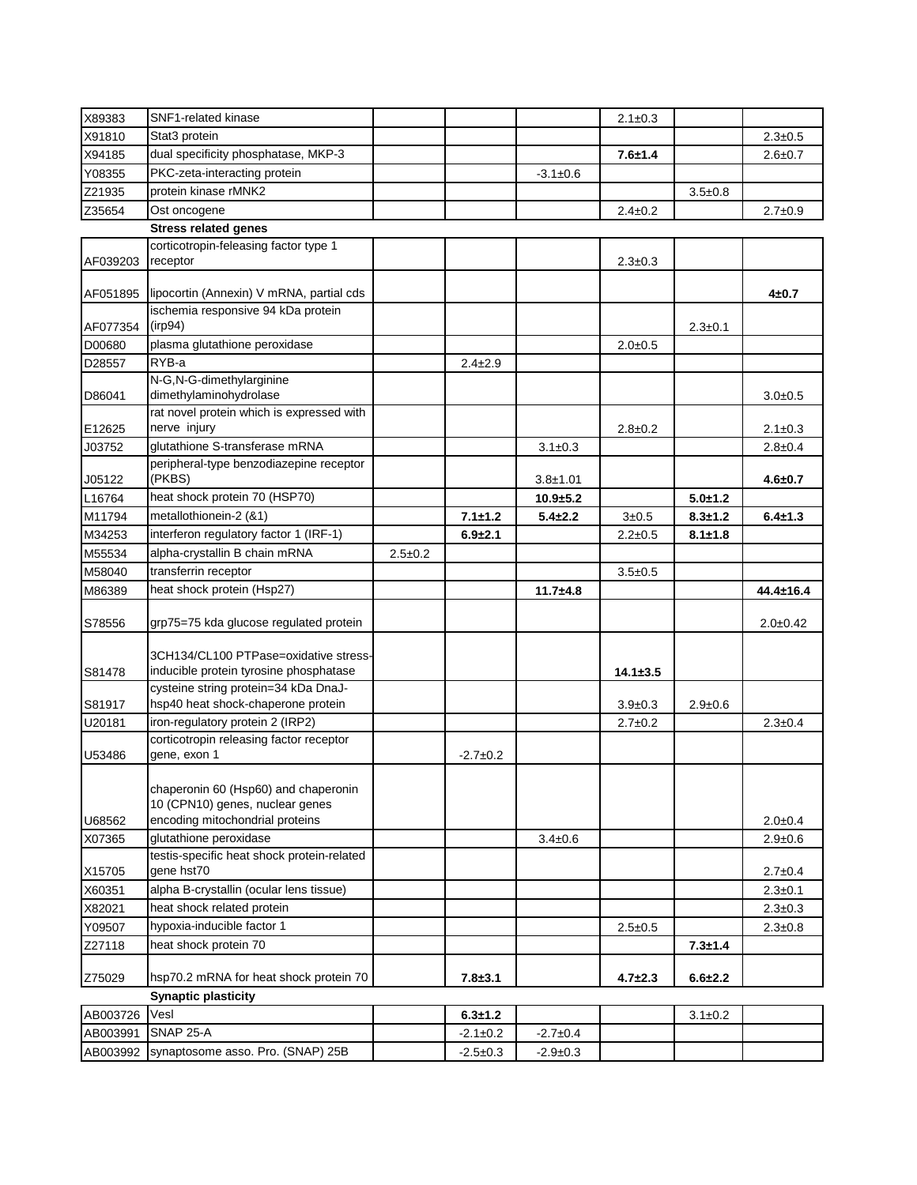| | | | | | | | |
|---|---|---|---|---|---|---|---|
| X89383 | SNF1-related kinase | | | | 2.1±0.3 | | |
| X91810 | Stat3 protein | | | | | | 2.3±0.5 |
| X94185 | dual specificity phosphatase, MKP-3 | | | | **7.6±1.4** | | 2.6±0.7 |
| Y08355 | PKC-zeta-interacting protein | | | -3.1±0.6 | | | |
| Z21935 | protein kinase rMNK2 | | | | | 3.5±0.8 | |
| Z35654 | Ost oncogene | | | | 2.4±0.2 | | 2.7±0.9 |
| | **Stress related genes** | | | | | | |
| AF039203 | corticotropin-feleasing factor type 1 receptor | | | | 2.3±0.3 | | |
| AF051895 | lipocortin (Annexin) V mRNA, partial cds | | | | | | **4±0.7** |
| AF077354 | ischemia responsive 94 kDa protein (irp94) | | | | | 2.3±0.1 | |
| D00680 | plasma glutathione peroxidase | | | | 2.0±0.5 | | |
| D28557 | RYB-a | | 2.4±2.9 | | | | |
| D86041 | N-G,N-G-dimethylarginine dimethylaminohydrolase | | | | | | 3.0±0.5 |
| E12625 | rat novel protein which is expressed with nerve injury | | | | 2.8±0.2 | | 2.1±0.3 |
| J03752 | glutathione S-transferase mRNA | | | 3.1±0.3 | | | 2.8±0.4 |
| J05122 | peripheral-type benzodiazepine receptor (PKBS) | | | 3.8±1.01 | | | **4.6±0.7** |
| L16764 | heat shock protein 70 (HSP70) | | | **10.9±5.2** | | **5.0±1.2** | |
| M11794 | metallothionein-2 (&1) | | **7.1±1.2** | **5.4±2.2** | 3±0.5 | **8.3±1.2** | **6.4±1.3** |
| M34253 | interferon regulatory factor 1 (IRF-1) | | **6.9±2.1** | | 2.2±0.5 | **8.1±1.8** | |
| M55534 | alpha-crystallin B chain mRNA | 2.5±0.2 | | | | | |
| M58040 | transferrin receptor | | | | 3.5±0.5 | | |
| M86389 | heat shock protein (Hsp27) | | | **11.7±4.8** | | | **44.4±16.4** |
| S78556 | grp75=75 kda glucose regulated protein | | | | | | 2.0±0.42 |
| S81478 | 3CH134/CL100 PTPase=oxidative stress-inducible protein tyrosine phosphatase | | | | **14.1±3.5** | | |
| S81917 | cysteine string protein=34 kDa DnaJ-hsp40 heat shock-chaperone protein | | | | 3.9±0.3 | 2.9±0.6 | |
| U20181 | iron-regulatory protein 2 (IRP2) | | | | 2.7±0.2 | | 2.3±0.4 |
| U53486 | corticotropin releasing factor receptor gene, exon 1 | | -2.7±0.2 | | | | |
| U68562 | chaperonin 60 (Hsp60) and chaperonin 10 (CPN10) genes, nuclear genes encoding mitochondrial proteins | | | | | | 2.0±0.4 |
| X07365 | glutathione peroxidase | | | 3.4±0.6 | | | 2.9±0.6 |
| X15705 | testis-specific heat shock protein-related gene hst70 | | | | | | 2.7±0.4 |
| X60351 | alpha B-crystallin (ocular lens tissue) | | | | | | 2.3±0.1 |
| X82021 | heat shock related protein | | | | | | 2.3±0.3 |
| Y09507 | hypoxia-inducible factor 1 | | | | 2.5±0.5 | | 2.3±0.8 |
| Z27118 | heat shock protein 70 | | | | | **7.3±1.4** | |
| Z75029 | hsp70.2 mRNA for heat shock protein 70 | | **7.8±3.1** | | **4.7±2.3** | **6.6±2.2** | |
| | **Synaptic plasticity** | | | | | | |
| AB003726 | Vesl | | **6.3±1.2** | | | 3.1±0.2 | |
| AB003991 | SNAP 25-A | | -2.1±0.2 | -2.7±0.4 | | | |
| AB003992 | synaptosome asso. Pro. (SNAP) 25B | | -2.5±0.3 | -2.9±0.3 | | | |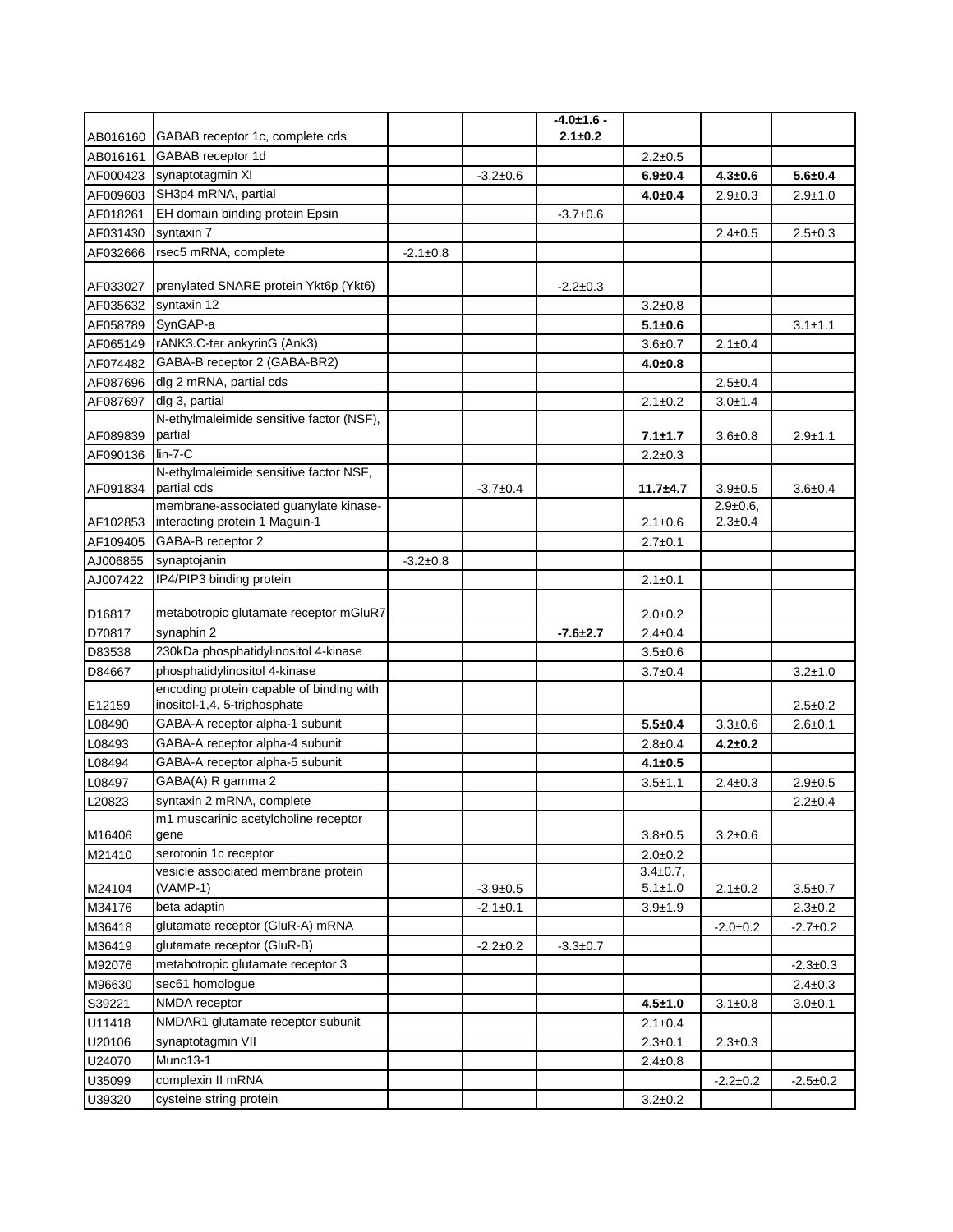| AB016160 | GABAB receptor 1c, complete cds | | | **-4.0±1.6 - 2.1±0.2** | | | |
|---|---|---|---|---|---|---|---|
| AB016161 | GABAB receptor 1d | | | | 2.2±0.5 | | |
| AF000423 | synaptotagmin XI | | -3.2±0.6 | | **6.9±0.4** | **4.3±0.6** | **5.6±0.4** |
| AF009603 | SH3p4 mRNA, partial | | | | **4.0±0.4** | 2.9±0.3 | 2.9±1.0 |
| AF018261 | EH domain binding protein Epsin | | | -3.7±0.6 | | | |
| AF031430 | syntaxin 7 | | | | | 2.4±0.5 | 2.5±0.3 |
| AF032666 | rsec5 mRNA, complete | -2.1±0.8 | | | | | |
| AF033027 | prenylated SNARE protein Ykt6p (Ykt6) | | | -2.2±0.3 | | | |
| AF035632 | syntaxin 12 | | | | 3.2±0.8 | | |
| AF058789 | SynGAP-a | | | | **5.1±0.6** | | 3.1±1.1 |
| AF065149 | rANK3.C-ter ankyrinG (Ank3) | | | | 3.6±0.7 | 2.1±0.4 | |
| AF074482 | GABA-B receptor 2 (GABA-BR2) | | | | **4.0±0.8** | | |
| AF087696 | dlg 2 mRNA, partial cds | | | | | 2.5±0.4 | |
| AF087697 | dlg 3, partial | | | | 2.1±0.2 | 3.0±1.4 | |
| AF089839 | N-ethylmaleimide sensitive factor (NSF), partial | | | | **7.1±1.7** | 3.6±0.8 | 2.9±1.1 |
| AF090136 | lin-7-C | | | | 2.2±0.3 | | |
| AF091834 | N-ethylmaleimide sensitive factor NSF, partial cds | | -3.7±0.4 | | **11.7±4.7** | 3.9±0.5 | 3.6±0.4 |
| AF102853 | membrane-associated guanylate kinase-interacting protein 1 Maguin-1 | | | | 2.1±0.6 | 2.9±0.6, 2.3±0.4 | |
| AF109405 | GABA-B receptor 2 | | | | 2.7±0.1 | | |
| AJ006855 | synaptojanin | -3.2±0.8 | | | | | |
| AJ007422 | IP4/PIP3 binding protein | | | | 2.1±0.1 | | |
| D16817 | metabotropic glutamate receptor mGluR7 | | | | 2.0±0.2 | | |
| D70817 | synaphin 2 | | | **-7.6±2.7** | 2.4±0.4 | | |
| D83538 | 230kDa phosphatidylinositol 4-kinase | | | | 3.5±0.6 | | |
| D84667 | phosphatidylinositol 4-kinase | | | | 3.7±0.4 | | 3.2±1.0 |
| E12159 | encoding protein capable of binding with inositol-1,4, 5-triphosphate | | | | | | 2.5±0.2 |
| L08490 | GABA-A receptor alpha-1 subunit | | | | **5.5±0.4** | 3.3±0.6 | 2.6±0.1 |
| L08493 | GABA-A receptor alpha-4 subunit | | | | 2.8±0.4 | **4.2±0.2** | |
| L08494 | GABA-A receptor alpha-5 subunit | | | | **4.1±0.5** | | |
| L08497 | GABA(A) R gamma 2 | | | | 3.5±1.1 | 2.4±0.3 | 2.9±0.5 |
| L20823 | syntaxin 2 mRNA, complete | | | | | | 2.2±0.4 |
| M16406 | m1 muscarinic acetylcholine receptor gene | | | | 3.8±0.5 | 3.2±0.6 | |
| M21410 | serotonin 1c receptor | | | | 2.0±0.2 | | |
| M24104 | vesicle associated membrane protein (VAMP-1) | | -3.9±0.5 | | 3.4±0.7, 5.1±1.0 | 2.1±0.2 | 3.5±0.7 |
| M34176 | beta adaptin | | -2.1±0.1 | | 3.9±1.9 | | 2.3±0.2 |
| M36418 | glutamate receptor (GluR-A) mRNA | | | | | -2.0±0.2 | -2.7±0.2 |
| M36419 | glutamate receptor (GluR-B) | | -2.2±0.2 | -3.3±0.7 | | | |
| M92076 | metabotropic glutamate receptor 3 | | | | | | -2.3±0.3 |
| M96630 | sec61 homologue | | | | | | 2.4±0.3 |
| S39221 | NMDA receptor | | | | **4.5±1.0** | 3.1±0.8 | 3.0±0.1 |
| U11418 | NMDAR1 glutamate receptor subunit | | | | 2.1±0.4 | | |
| U20106 | synaptotagmin VII | | | | 2.3±0.1 | 2.3±0.3 | |
| U24070 | Munc13-1 | | | | 2.4±0.8 | | |
| U35099 | complexin II mRNA | | | | | -2.2±0.2 | -2.5±0.2 |
| U39320 | cysteine string protein | | | | 3.2±0.2 | | |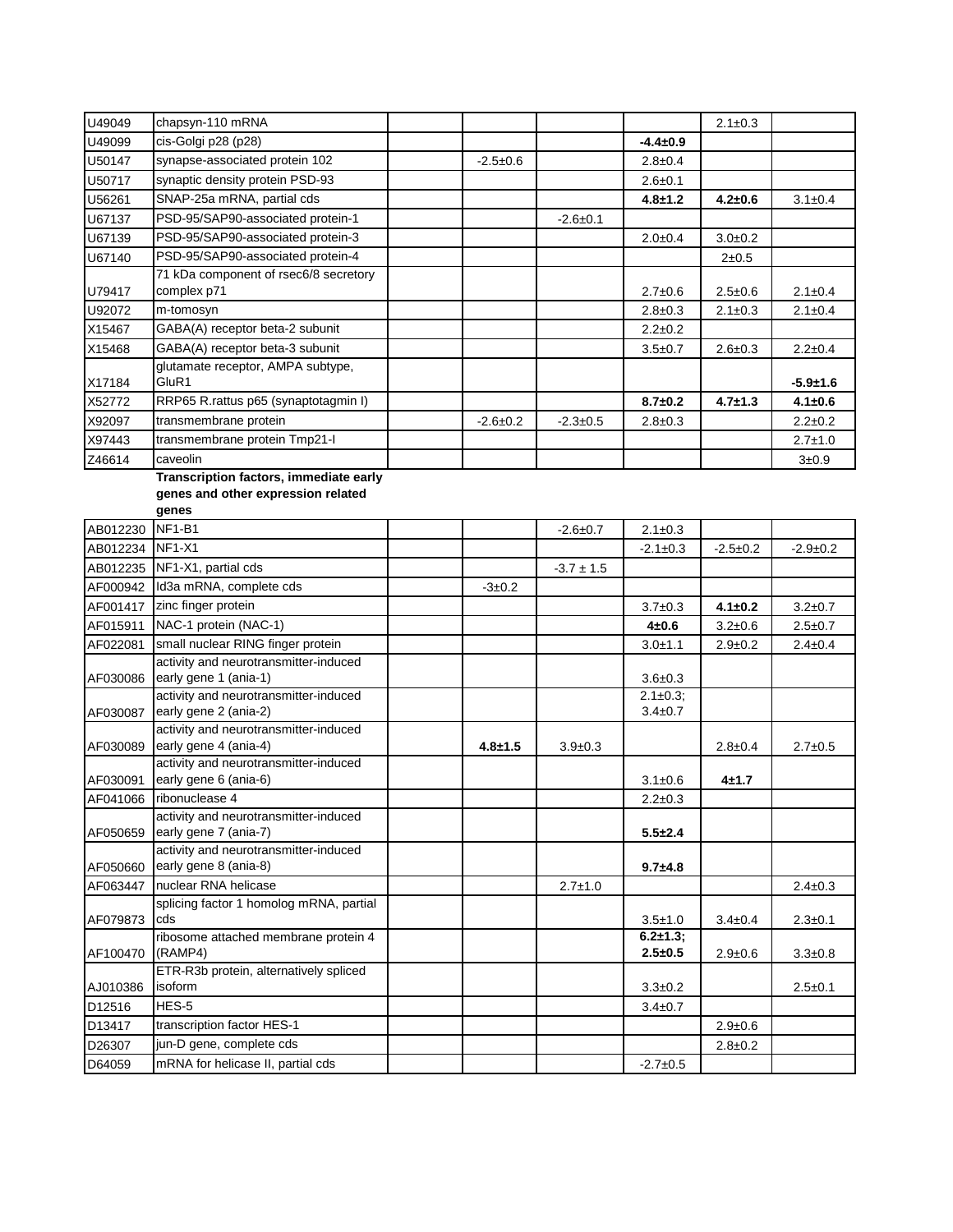| | | | | | | | |
|---|---|---|---|---|---|---|---|
| U49049 | chapsyn-110 mRNA | | | | | 2.1±0.3 | |
| U49099 | cis-Golgi p28 (p28) | | | | **-4.4±0.9** | | |
| U50147 | synapse-associated protein 102 | | -2.5±0.6 | | 2.8±0.4 | | |
| U50717 | synaptic density protein PSD-93 | | | | 2.6±0.1 | | |
| U56261 | SNAP-25a mRNA, partial cds | | | | **4.8±1.2** | **4.2±0.6** | 3.1±0.4 |
| U67137 | PSD-95/SAP90-associated protein-1 | | | -2.6±0.1 | | | |
| U67139 | PSD-95/SAP90-associated protein-3 | | | | 2.0±0.4 | 3.0±0.2 | |
| U67140 | PSD-95/SAP90-associated protein-4 | | | | | 2±0.5 | |
| U79417 | 71 kDa component of rsec6/8 secretory complex p71 | | | | 2.7±0.6 | 2.5±0.6 | 2.1±0.4 |
| U92072 | m-tomosyn | | | | 2.8±0.3 | 2.1±0.3 | 2.1±0.4 |
| X15467 | GABA(A) receptor beta-2 subunit | | | | 2.2±0.2 | | |
| X15468 | GABA(A) receptor beta-3 subunit | | | | 3.5±0.7 | 2.6±0.3 | 2.2±0.4 |
| X17184 | glutamate receptor, AMPA subtype, GluR1 | | | | | | **-5.9±1.6** |
| X52772 | RRP65 R.rattus p65 (synaptotagmin I) | | | | **8.7±0.2** | **4.7±1.3** | **4.1±0.6** |
| X92097 | transmembrane protein | | -2.6±0.2 | -2.3±0.5 | 2.8±0.3 | | 2.2±0.2 |
| X97443 | transmembrane protein Tmp21-I | | | | | | 2.7±1.0 |
| Z46614 | caveolin | | | | | | 3±0.9 |
| | **Transcription factors, immediate early genes and other expression related genes** | | | | | | |
| AB012230 | NF1-B1 | | | -2.6±0.7 | 2.1±0.3 | | |
| AB012234 | NF1-X1 | | | | -2.1±0.3 | -2.5±0.2 | -2.9±0.2 |
| AB012235 | NF1-X1, partial cds | | | -3.7 ± 1.5 | | | |
| AF000942 | Id3a mRNA, complete cds | | -3±0.2 | | | | |
| AF001417 | zinc finger protein | | | | 3.7±0.3 | **4.1±0.2** | 3.2±0.7 |
| AF015911 | NAC-1 protein (NAC-1) | | | | **4±0.6** | 3.2±0.6 | 2.5±0.7 |
| AF022081 | small nuclear RING finger protein | | | | 3.0±1.1 | 2.9±0.2 | 2.4±0.4 |
| AF030086 | activity and neurotransmitter-induced early gene 1 (ania-1) | | | | 3.6±0.3 | | |
| AF030087 | activity and neurotransmitter-induced early gene 2 (ania-2) | | | | 2.1±0.3; 3.4±0.7 | | |
| AF030089 | activity and neurotransmitter-induced early gene 4 (ania-4) | | **4.8±1.5** | 3.9±0.3 | | 2.8±0.4 | 2.7±0.5 |
| AF030091 | activity and neurotransmitter-induced early gene 6 (ania-6) | | | | 3.1±0.6 | **4±1.7** | |
| AF041066 | ribonuclease 4 | | | | 2.2±0.3 | | |
| AF050659 | activity and neurotransmitter-induced early gene 7 (ania-7) | | | | **5.5±2.4** | | |
| AF050660 | activity and neurotransmitter-induced early gene 8 (ania-8) | | | | **9.7±4.8** | | |
| AF063447 | nuclear RNA helicase | | | 2.7±1.0 | | | 2.4±0.3 |
| AF079873 | splicing factor 1 homolog mRNA, partial cds | | | | 3.5±1.0 | 3.4±0.4 | 2.3±0.1 |
| AF100470 | ribosome attached membrane protein 4 (RAMP4) | | | | **6.2±1.3; 2.5±0.5** | 2.9±0.6 | 3.3±0.8 |
| AJ010386 | ETR-R3b protein, alternatively spliced isoform | | | | 3.3±0.2 | | 2.5±0.1 |
| D12516 | HES-5 | | | | 3.4±0.7 | | |
| D13417 | transcription factor HES-1 | | | | | 2.9±0.6 | |
| D26307 | jun-D gene, complete cds | | | | | 2.8±0.2 | |
| D64059 | mRNA for helicase II, partial cds | | | | -2.7±0.5 | | |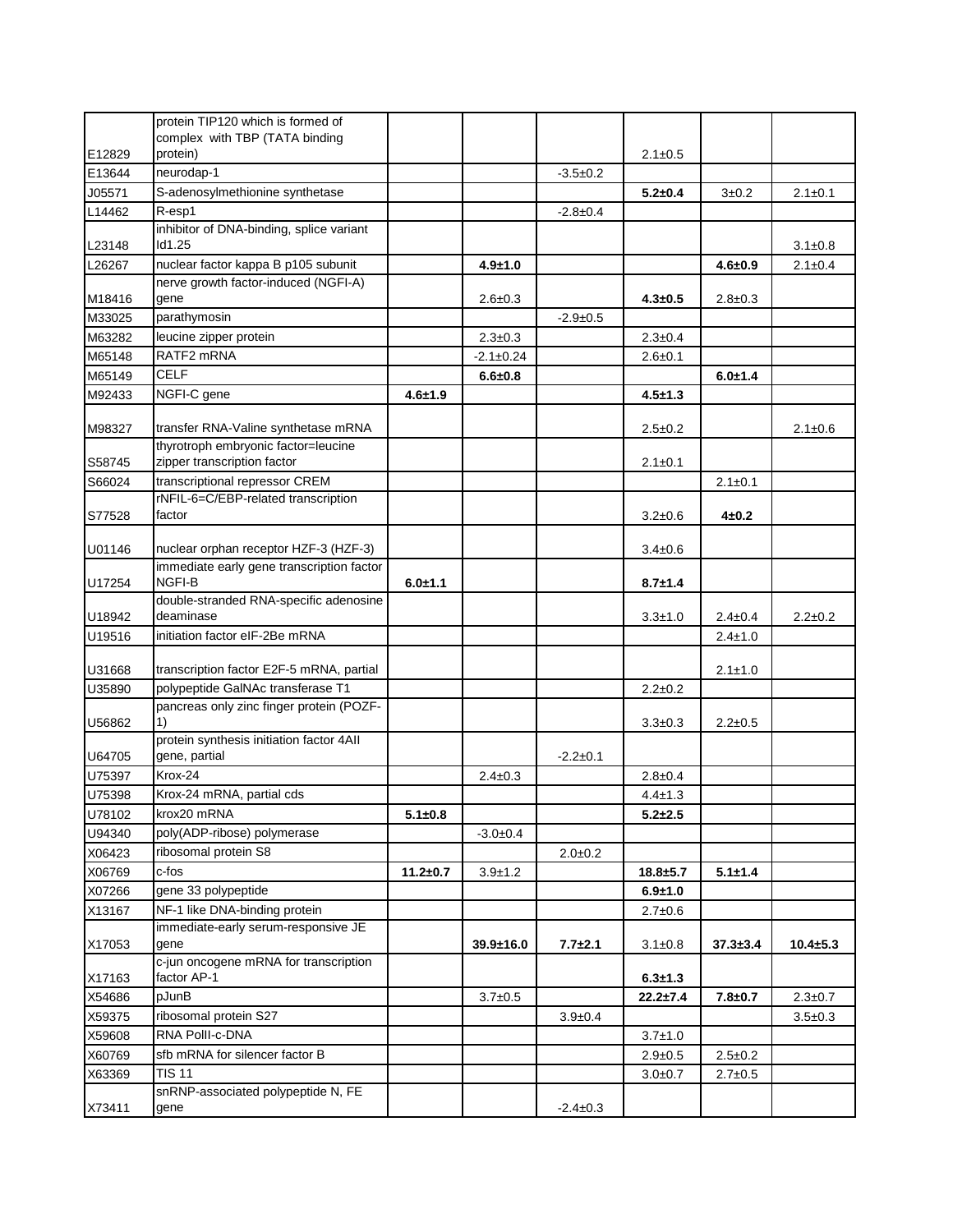| | | | | | | | |
|---|---|---|---|---|---|---|---|
| E12829 | protein TIP120 which is formed of complex with TBP (TATA binding protein) | | | | 2.1±0.5 | | |
| E13644 | neurodap-1 | | | -3.5±0.2 | | | |
| J05571 | S-adenosylmethionine synthetase | | | | **5.2±0.4** | 3±0.2 | 2.1±0.1 |
| L14462 | R-esp1 | | | -2.8±0.4 | | | |
| L23148 | inhibitor of DNA-binding, splice variant Id1.25 | | | | | | 3.1±0.8 |
| L26267 | nuclear factor kappa B p105 subunit | | **4.9±1.0** | | | **4.6±0.9** | 2.1±0.4 |
| M18416 | nerve growth factor-induced (NGFI-A) gene | | 2.6±0.3 | | **4.3±0.5** | 2.8±0.3 | |
| M33025 | parathymosin | | | -2.9±0.5 | | | |
| M63282 | leucine zipper protein | | 2.3±0.3 | | 2.3±0.4 | | |
| M65148 | RATF2 mRNA | | -2.1±0.24 | | 2.6±0.1 | | |
| M65149 | CELF | | **6.6±0.8** | | | **6.0±1.4** | |
| M92433 | NGFI-C gene | **4.6±1.9** | | | **4.5±1.3** | | |
| M98327 | transfer RNA-Valine synthetase mRNA | | | | 2.5±0.2 | | 2.1±0.6 |
| S58745 | thyrotroph embryonic factor=leucine zipper transcription factor | | | | 2.1±0.1 | | |
| S66024 | transcriptional repressor CREM | | | | | 2.1±0.1 | |
| S77528 | rNFIL-6=C/EBP-related transcription factor | | | | 3.2±0.6 | **4±0.2** | |
| U01146 | nuclear orphan receptor HZF-3 (HZF-3) | | | | 3.4±0.6 | | |
| U17254 | immediate early gene transcription factor NGFI-B | **6.0±1.1** | | | **8.7±1.4** | | |
| U18942 | double-stranded RNA-specific adenosine deaminase | | | | 3.3±1.0 | 2.4±0.4 | 2.2±0.2 |
| U19516 | initiation factor eIF-2Be mRNA | | | | | 2.4±1.0 | |
| U31668 | transcription factor E2F-5 mRNA, partial | | | | | 2.1±1.0 | |
| U35890 | polypeptide GalNAc transferase T1 | | | | 2.2±0.2 | | |
| U56862 | pancreas only zinc finger protein (POZF-1) | | | | 3.3±0.3 | 2.2±0.5 | |
| U64705 | protein synthesis initiation factor 4AII gene, partial | | | -2.2±0.1 | | | |
| U75397 | Krox-24 | | 2.4±0.3 | | 2.8±0.4 | | |
| U75398 | Krox-24 mRNA, partial cds | | | | 4.4±1.3 | | |
| U78102 | krox20 mRNA | **5.1±0.8** | | | **5.2±2.5** | | |
| U94340 | poly(ADP-ribose) polymerase | | -3.0±0.4 | | | | |
| X06423 | ribosomal protein S8 | | | 2.0±0.2 | | | |
| X06769 | c-fos | **11.2±0.7** | 3.9±1.2 | | **18.8±5.7** | **5.1±1.4** | |
| X07266 | gene 33 polypeptide | | | | **6.9±1.0** | | |
| X13167 | NF-1 like DNA-binding protein | | | | 2.7±0.6 | | |
| X17053 | immediate-early serum-responsive JE gene | | **39.9±16.0** | **7.7±2.1** | 3.1±0.8 | **37.3±3.4** | **10.4±5.3** |
| X17163 | c-jun oncogene mRNA for transcription factor AP-1 | | | | **6.3±1.3** | | |
| X54686 | pJunB | | 3.7±0.5 | | **22.2±7.4** | **7.8±0.7** | 2.3±0.7 |
| X59375 | ribosomal protein S27 | | | 3.9±0.4 | | | 3.5±0.3 |
| X59608 | RNA PolII-c-DNA | | | | 3.7±1.0 | | |
| X60769 | sfb mRNA for silencer factor B | | | | 2.9±0.5 | 2.5±0.2 | |
| X63369 | TIS 11 | | | | 3.0±0.7 | 2.7±0.5 | |
| X73411 | snRNP-associated polypeptide N, FE gene | | | -2.4±0.3 | | | |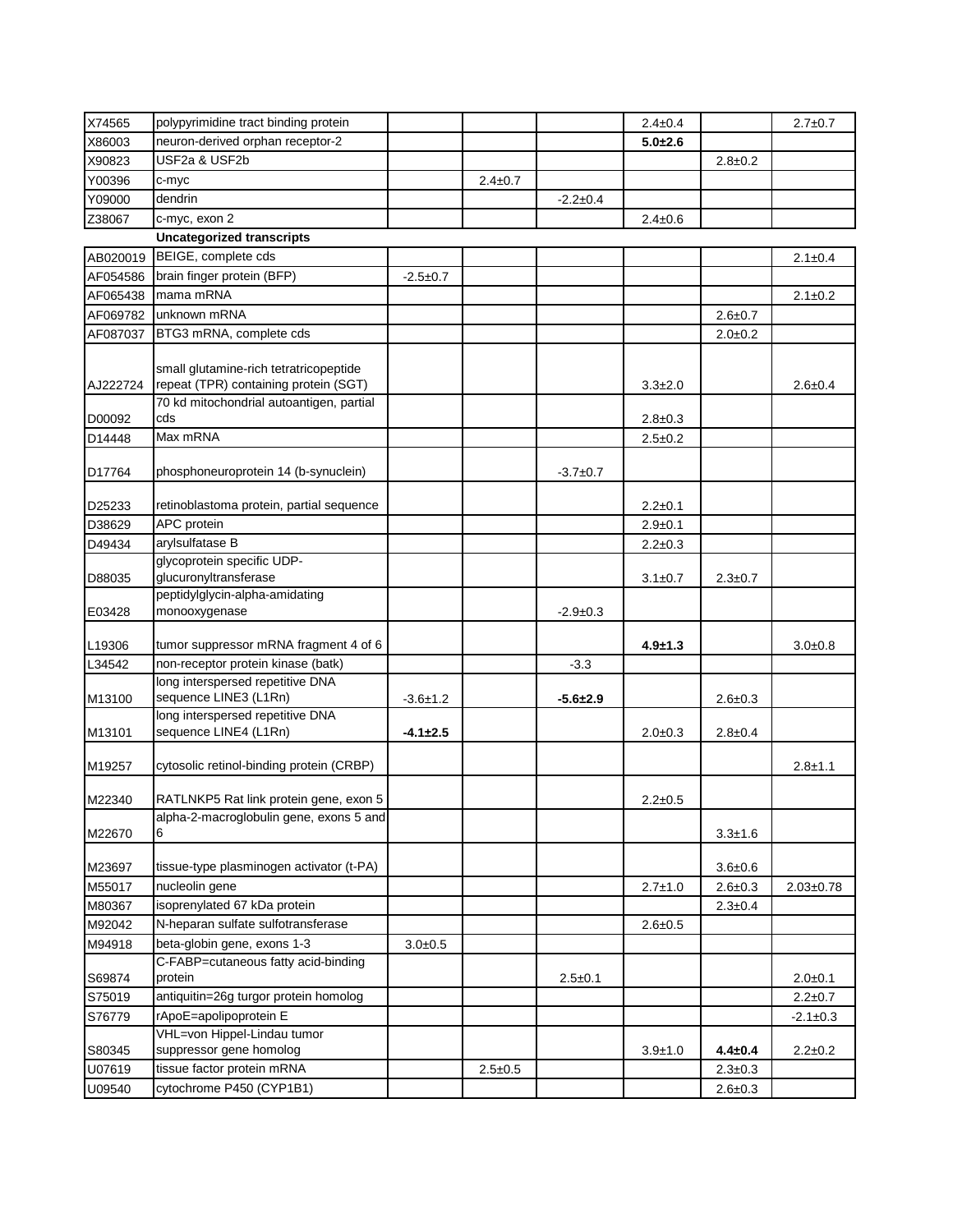| | | | | | | | |
|---|---|---|---|---|---|---|---|
| X74565 | polypyrimidine tract binding protein | | | | 2.4±0.4 | | 2.7±0.7 |
| X86003 | neuron-derived orphan receptor-2 | | | | **5.0±2.6** | | |
| X90823 | USF2a & USF2b | | | | | 2.8±0.2 | |
| Y00396 | c-myc | | 2.4±0.7 | | | | |
| Y09000 | dendrin | | | -2.2±0.4 | | | |
| Z38067 | c-myc, exon 2 | | | | 2.4±0.6 | | |
| | **Uncategorized transcripts** | | | | | | |
| AB020019 | BEIGE, complete cds | | | | | | 2.1±0.4 |
| AF054586 | brain finger protein (BFP) | -2.5±0.7 | | | | | |
| AF065438 | mama mRNA | | | | | | 2.1±0.2 |
| AF069782 | unknown mRNA | | | | | 2.6±0.7 | |
| AF087037 | BTG3 mRNA, complete cds | | | | | 2.0±0.2 | |
| AJ222724 | small glutamine-rich tetratricopeptide repeat (TPR) containing protein (SGT) | | | | 3.3±2.0 | | 2.6±0.4 |
| D00092 | 70 kd mitochondrial autoantigen, partial cds | | | | 2.8±0.3 | | |
| D14448 | Max mRNA | | | | 2.5±0.2 | | |
| D17764 | phosphoneuroprotein 14 (b-synuclein) | | | -3.7±0.7 | | | |
| D25233 | retinoblastoma protein, partial sequence | | | | 2.2±0.1 | | |
| D38629 | APC protein | | | | 2.9±0.1 | | |
| D49434 | arylsulfatase B | | | | 2.2±0.3 | | |
| D88035 | glycoprotein specific UDP-glucuronyltransferase | | | | 3.1±0.7 | 2.3±0.7 | |
| E03428 | peptidylglycin-alpha-amidating monooxygenase | | | -2.9±0.3 | | | |
| L19306 | tumor suppressor mRNA fragment 4 of 6 | | | | **4.9±1.3** | | 3.0±0.8 |
| L34542 | non-receptor protein kinase (batk) | | | -3.3 | | | |
| M13100 | long interspersed repetitive DNA sequence LINE3 (L1Rn) | -3.6±1.2 | | **-5.6±2.9** | | 2.6±0.3 | |
| M13101 | long interspersed repetitive DNA sequence LINE4 (L1Rn) | **-4.1±2.5** | | | 2.0±0.3 | 2.8±0.4 | |
| M19257 | cytosolic retinol-binding protein (CRBP) | | | | | | 2.8±1.1 |
| M22340 | RATLNKP5 Rat link protein gene, exon 5 | | | | 2.2±0.5 | | |
| M22670 | alpha-2-macroglobulin gene, exons 5 and 6 | | | | | 3.3±1.6 | |
| M23697 | tissue-type plasminogen activator (t-PA) | | | | | 3.6±0.6 | |
| M55017 | nucleolin gene | | | | 2.7±1.0 | 2.6±0.3 | 2.03±0.78 |
| M80367 | isoprenylated 67 kDa protein | | | | | 2.3±0.4 | |
| M92042 | N-heparan sulfate sulfotransferase | | | | 2.6±0.5 | | |
| M94918 | beta-globin gene, exons 1-3 | 3.0±0.5 | | | | | |
| S69874 | C-FABP=cutaneous fatty acid-binding protein | | | 2.5±0.1 | | | 2.0±0.1 |
| S75019 | antiquitin=26g turgor protein homolog | | | | | | 2.2±0.7 |
| S76779 | rApoE=apolipoprotein E | | | | | | -2.1±0.3 |
| S80345 | VHL=von Hippel-Lindau tumor suppressor gene homolog | | | | 3.9±1.0 | **4.4±0.4** | 2.2±0.2 |
| U07619 | tissue factor protein mRNA | | 2.5±0.5 | | | 2.3±0.3 | |
| U09540 | cytochrome P450 (CYP1B1) | | | | | 2.6±0.3 | |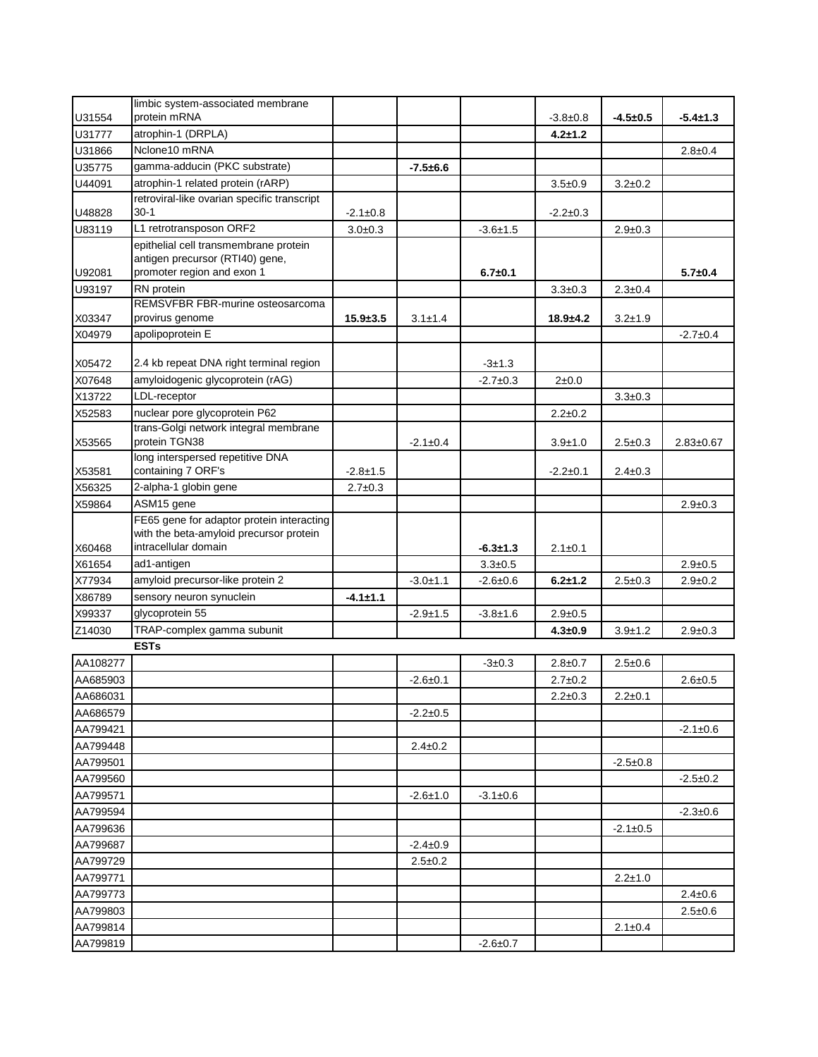| | | | | | | | |
|---|---|---|---|---|---|---|---|
| U31554 | limbic system-associated membrane protein mRNA | | | | -3.8±0.8 | **-4.5±0.5** | **-5.4±1.3** |
| U31777 | atrophin-1 (DRPLA) | | | | **4.2±1.2** | | |
| U31866 | Nclone10 mRNA | | | | | | 2.8±0.4 |
| U35775 | gamma-adducin (PKC substrate) | | **-7.5±6.6** | | | | |
| U44091 | atrophin-1 related protein (rARP) | | | | 3.5±0.9 | 3.2±0.2 | |
| U48828 | retroviral-like ovarian specific transcript 30-1 | -2.1±0.8 | | | -2.2±0.3 | | |
| U83119 | L1 retrotransposon ORF2 | 3.0±0.3 | | -3.6±1.5 | | 2.9±0.3 | |
| U92081 | epithelial cell transmembrane protein antigen precursor (RTI40) gene, promoter region and exon 1 | | | **6.7±0.1** | | | **5.7±0.4** |
| U93197 | RN protein | | | | 3.3±0.3 | 2.3±0.4 | |
| X03347 | REMSVFBR FBR-murine osteosarcoma provirus genome | **15.9±3.5** | 3.1±1.4 | | **18.9±4.2** | 3.2±1.9 | |
| X04979 | apolipoprotein E | | | | | | -2.7±0.4 |
| X05472 | 2.4 kb repeat DNA right terminal region | | | -3±1.3 | | | |
| X07648 | amyloidogenic glycoprotein (rAG) | | | -2.7±0.3 | 2±0.0 | | |
| X13722 | LDL-receptor | | | | | 3.3±0.3 | |
| X52583 | nuclear pore glycoprotein P62 | | | | 2.2±0.2 | | |
| X53565 | trans-Golgi network integral membrane protein TGN38 | | -2.1±0.4 | | 3.9±1.0 | 2.5±0.3 | 2.83±0.67 |
| X53581 | long interspersed repetitive DNA containing 7 ORF's | -2.8±1.5 | | | -2.2±0.1 | 2.4±0.3 | |
| X56325 | 2-alpha-1 globin gene | 2.7±0.3 | | | | | |
| X59864 | ASM15 gene | | | | | | 2.9±0.3 |
| X60468 | FE65 gene for adaptor protein interacting with the beta-amyloid precursor protein intracellular domain | | | **-6.3±1.3** | 2.1±0.1 | | |
| X61654 | ad1-antigen | | | 3.3±0.5 | | | 2.9±0.5 |
| X77934 | amyloid precursor-like protein 2 | | -3.0±1.1 | -2.6±0.6 | **6.2±1.2** | 2.5±0.3 | 2.9±0.2 |
| X86789 | sensory neuron synuclein | **-4.1±1.1** | | | | | |
| X99337 | glycoprotein 55 | | -2.9±1.5 | -3.8±1.6 | 2.9±0.5 | | |
| Z14030 | TRAP-complex gamma subunit | | | | **4.3±0.9** | 3.9±1.2 | 2.9±0.3 |
| | **ESTs** | | | | | | |
| AA108277 | | | | -3±0.3 | 2.8±0.7 | 2.5±0.6 | |
| AA685903 | | | -2.6±0.1 | | 2.7±0.2 | | 2.6±0.5 |
| AA686031 | | | | | 2.2±0.3 | 2.2±0.1 | |
| AA686579 | | | -2.2±0.5 | | | | |
| AA799421 | | | | | | | -2.1±0.6 |
| AA799448 | | | 2.4±0.2 | | | | |
| AA799501 | | | | | | -2.5±0.8 | |
| AA799560 | | | | | | | -2.5±0.2 |
| AA799571 | | | -2.6±1.0 | -3.1±0.6 | | | |
| AA799594 | | | | | | | -2.3±0.6 |
| AA799636 | | | | | | -2.1±0.5 | |
| AA799687 | | | -2.4±0.9 | | | | |
| AA799729 | | | 2.5±0.2 | | | | |
| AA799771 | | | | | | 2.2±1.0 | |
| AA799773 | | | | | | | 2.4±0.6 |
| AA799803 | | | | | | | 2.5±0.6 |
| AA799814 | | | | | | 2.1±0.4 | |
| AA799819 | | | | -2.6±0.7 | | | |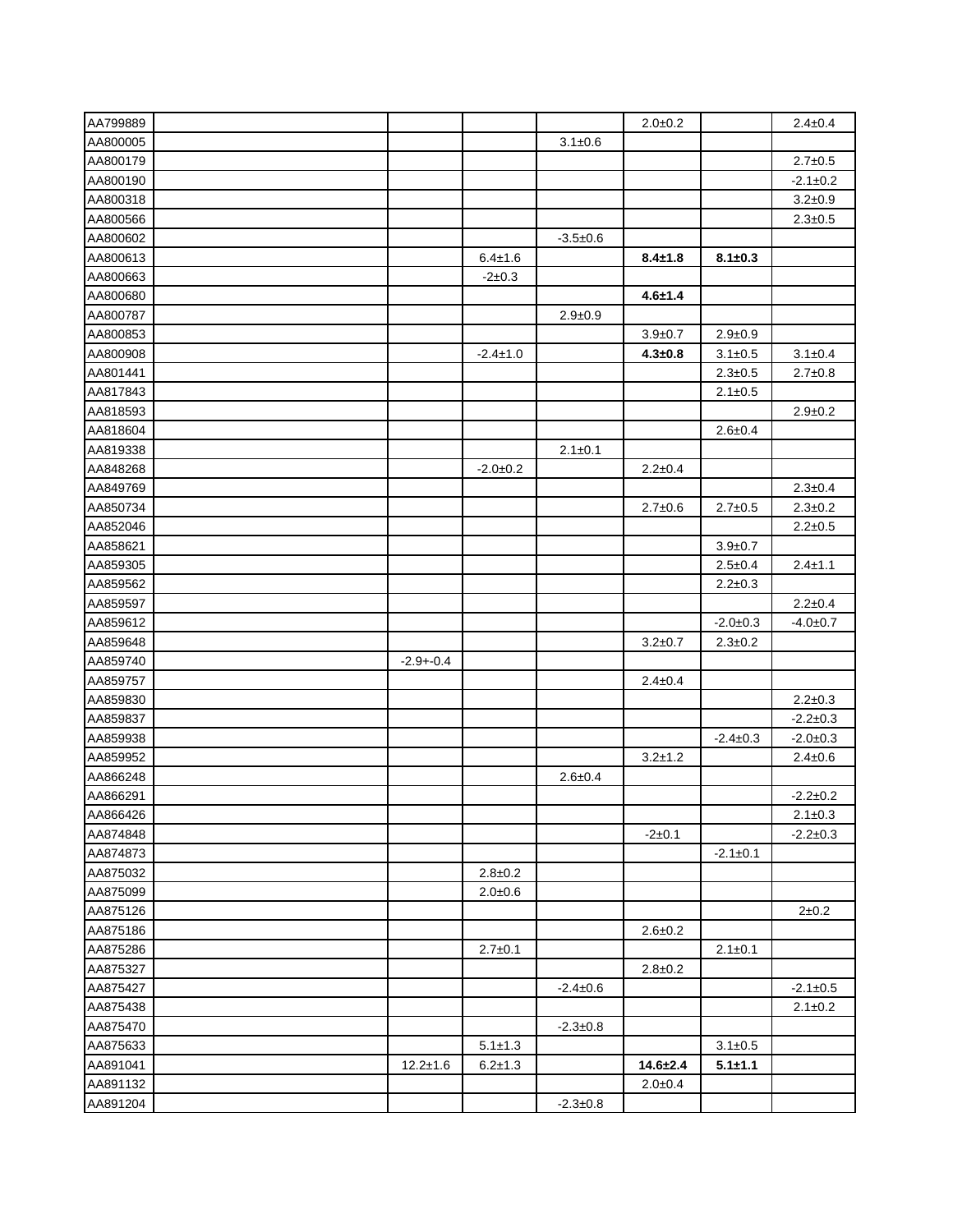| | | | | | | | |
|---|---|---|---|---|---|---|---|
| AA799889 | | | | | 2.0±0.2 | | 2.4±0.4 |
| AA800005 | | | | 3.1±0.6 | | | |
| AA800179 | | | | | | | 2.7±0.5 |
| AA800190 | | | | | | | -2.1±0.2 |
| AA800318 | | | | | | | 3.2±0.9 |
| AA800566 | | | | | | | 2.3±0.5 |
| AA800602 | | | | -3.5±0.6 | | | |
| AA800613 | | | 6.4±1.6 | | **8.4±1.8** | **8.1±0.3** | |
| AA800663 | | | -2±0.3 | | | | |
| AA800680 | | | | | **4.6±1.4** | | |
| AA800787 | | | | 2.9±0.9 | | | |
| AA800853 | | | | | 3.9±0.7 | 2.9±0.9 | |
| AA800908 | | | -2.4±1.0 | | **4.3±0.8** | 3.1±0.5 | 3.1±0.4 |
| AA801441 | | | | | | 2.3±0.5 | 2.7±0.8 |
| AA817843 | | | | | | 2.1±0.5 | |
| AA818593 | | | | | | | 2.9±0.2 |
| AA818604 | | | | | | 2.6±0.4 | |
| AA819338 | | | | 2.1±0.1 | | | |
| AA848268 | | | -2.0±0.2 | | 2.2±0.4 | | |
| AA849769 | | | | | | | 2.3±0.4 |
| AA850734 | | | | | 2.7±0.6 | 2.7±0.5 | 2.3±0.2 |
| AA852046 | | | | | | | 2.2±0.5 |
| AA858621 | | | | | | 3.9±0.7 | |
| AA859305 | | | | | | 2.5±0.4 | 2.4±1.1 |
| AA859562 | | | | | | 2.2±0.3 | |
| AA859597 | | | | | | | 2.2±0.4 |
| AA859612 | | | | | | -2.0±0.3 | -4.0±0.7 |
| AA859648 | | | | | 3.2±0.7 | 2.3±0.2 | |
| AA859740 | | -2.9+-0.4 | | | | | |
| AA859757 | | | | | 2.4±0.4 | | |
| AA859830 | | | | | | | 2.2±0.3 |
| AA859837 | | | | | | | -2.2±0.3 |
| AA859938 | | | | | | -2.4±0.3 | -2.0±0.3 |
| AA859952 | | | | | 3.2±1.2 | | 2.4±0.6 |
| AA866248 | | | | 2.6±0.4 | | | |
| AA866291 | | | | | | | -2.2±0.2 |
| AA866426 | | | | | | | 2.1±0.3 |
| AA874848 | | | | | -2±0.1 | | -2.2±0.3 |
| AA874873 | | | | | | -2.1±0.1 | |
| AA875032 | | | 2.8±0.2 | | | | |
| AA875099 | | | 2.0±0.6 | | | | |
| AA875126 | | | | | | | 2±0.2 |
| AA875186 | | | | | 2.6±0.2 | | |
| AA875286 | | | 2.7±0.1 | | | 2.1±0.1 | |
| AA875327 | | | | | 2.8±0.2 | | |
| AA875427 | | | | -2.4±0.6 | | | -2.1±0.5 |
| AA875438 | | | | | | | 2.1±0.2 |
| AA875470 | | | | -2.3±0.8 | | | |
| AA875633 | | | 5.1±1.3 | | | 3.1±0.5 | |
| AA891041 | | 12.2±1.6 | 6.2±1.3 | | **14.6±2.4** | **5.1±1.1** | |
| AA891132 | | | | | 2.0±0.4 | | |
| AA891204 | | | | -2.3±0.8 | | | |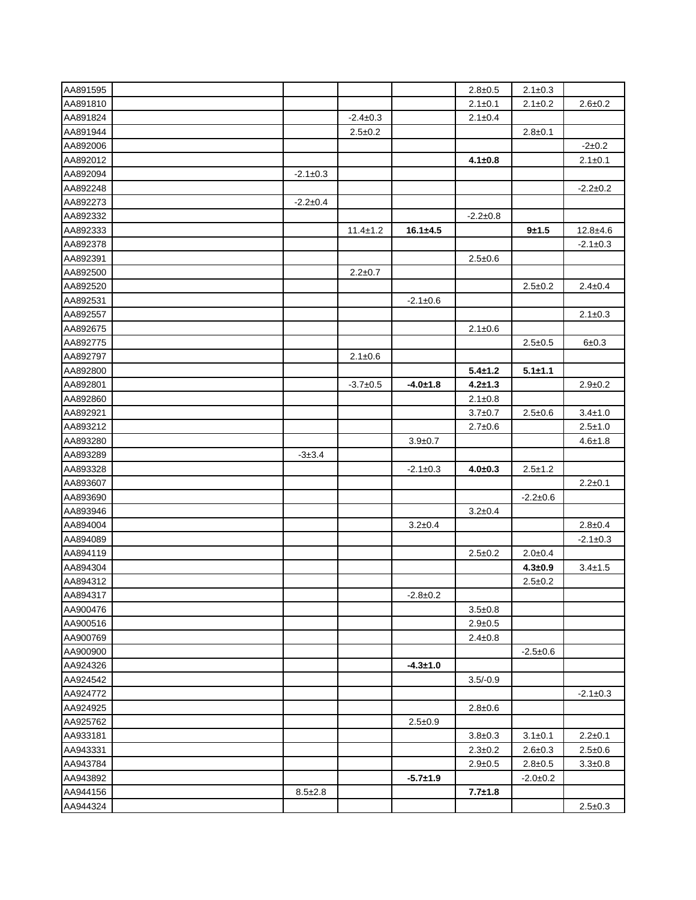| | | | | | | | |
|---|---|---|---|---|---|---|---|
| AA891595 | | | | | 2.8±0.5 | 2.1±0.3 | |
| AA891810 | | | | | 2.1±0.1 | 2.1±0.2 | 2.6±0.2 |
| AA891824 | | | -2.4±0.3 | | 2.1±0.4 | | |
| AA891944 | | | 2.5±0.2 | | | 2.8±0.1 | |
| AA892006 | | | | | | | -2±0.2 |
| AA892012 | | | | | **4.1±0.8** | | 2.1±0.1 |
| AA892094 | | -2.1±0.3 | | | | | |
| AA892248 | | | | | | | -2.2±0.2 |
| AA892273 | | -2.2±0.4 | | | | | |
| AA892332 | | | | | -2.2±0.8 | | |
| AA892333 | | | 11.4±1.2 | **16.1±4.5** | | **9±1.5** | 12.8±4.6 |
| AA892378 | | | | | | | -2.1±0.3 |
| AA892391 | | | | | 2.5±0.6 | | |
| AA892500 | | | 2.2±0.7 | | | | |
| AA892520 | | | | | | 2.5±0.2 | 2.4±0.4 |
| AA892531 | | | | -2.1±0.6 | | | |
| AA892557 | | | | | | | 2.1±0.3 |
| AA892675 | | | | | 2.1±0.6 | | |
| AA892775 | | | | | | 2.5±0.5 | 6±0.3 |
| AA892797 | | | 2.1±0.6 | | | | |
| AA892800 | | | | | **5.4±1.2** | **5.1±1.1** | |
| AA892801 | | | -3.7±0.5 | **-4.0±1.8** | **4.2±1.3** | | 2.9±0.2 |
| AA892860 | | | | | 2.1±0.8 | | |
| AA892921 | | | | | 3.7±0.7 | 2.5±0.6 | 3.4±1.0 |
| AA893212 | | | | | 2.7±0.6 | | 2.5±1.0 |
| AA893280 | | | | 3.9±0.7 | | | 4.6±1.8 |
| AA893289 | | -3±3.4 | | | | | |
| AA893328 | | | | -2.1±0.3 | **4.0±0.3** | 2.5±1.2 | |
| AA893607 | | | | | | | 2.2±0.1 |
| AA893690 | | | | | | -2.2±0.6 | |
| AA893946 | | | | | 3.2±0.4 | | |
| AA894004 | | | | 3.2±0.4 | | | 2.8±0.4 |
| AA894089 | | | | | | | -2.1±0.3 |
| AA894119 | | | | | 2.5±0.2 | 2.0±0.4 | |
| AA894304 | | | | | | **4.3±0.9** | 3.4±1.5 |
| AA894312 | | | | | | 2.5±0.2 | |
| AA894317 | | | | -2.8±0.2 | | | |
| AA900476 | | | | | 3.5±0.8 | | |
| AA900516 | | | | | 2.9±0.5 | | |
| AA900769 | | | | | 2.4±0.8 | | |
| AA900900 | | | | | | -2.5±0.6 | |
| AA924326 | | | | **-4.3±1.0** | | | |
| AA924542 | | | | | 3.5/-0.9 | | |
| AA924772 | | | | | | | -2.1±0.3 |
| AA924925 | | | | | 2.8±0.6 | | |
| AA925762 | | | | 2.5±0.9 | | | |
| AA933181 | | | | | 3.8±0.3 | 3.1±0.1 | 2.2±0.1 |
| AA943331 | | | | | 2.3±0.2 | 2.6±0.3 | 2.5±0.6 |
| AA943784 | | | | | 2.9±0.5 | 2.8±0.5 | 3.3±0.8 |
| AA943892 | | | | **-5.7±1.9** | | -2.0±0.2 | |
| AA944156 | | 8.5±2.8 | | | **7.7±1.8** | | |
| AA944324 | | | | | | | 2.5±0.3 |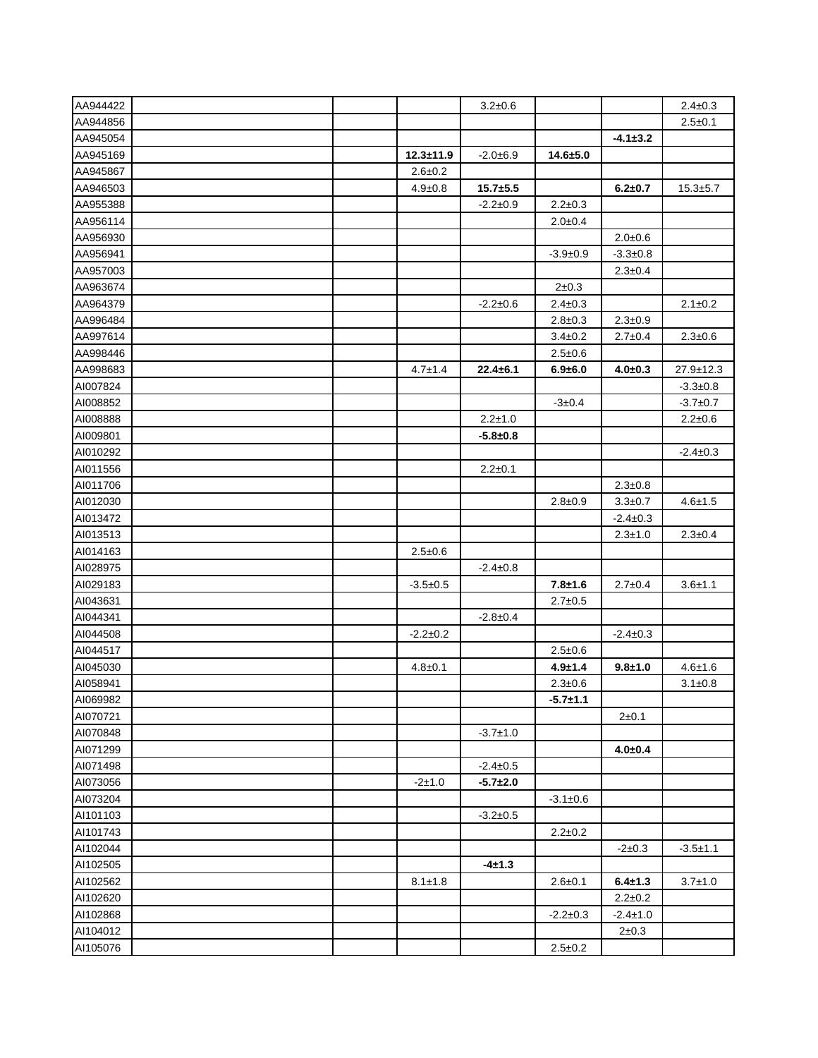| | | | | | | | |
|---|---|---|---|---|---|---|---|
| AA944422 | | | | 3.2±0.6 | | | 2.4±0.3 |
| AA944856 | | | | | | | 2.5±0.1 |
| AA945054 | | | | | | **-4.1±3.2** | |
| AA945169 | | | **12.3±11.9** | -2.0±6.9 | **14.6±5.0** | | |
| AA945867 | | | 2.6±0.2 | | | | |
| AA946503 | | | 4.9±0.8 | **15.7±5.5** | | **6.2±0.7** | 15.3±5.7 |
| AA955388 | | | | -2.2±0.9 | 2.2±0.3 | | |
| AA956114 | | | | | 2.0±0.4 | | |
| AA956930 | | | | | | 2.0±0.6 | |
| AA956941 | | | | | -3.9±0.9 | -3.3±0.8 | |
| AA957003 | | | | | | 2.3±0.4 | |
| AA963674 | | | | | 2±0.3 | | |
| AA964379 | | | | -2.2±0.6 | 2.4±0.3 | | 2.1±0.2 |
| AA996484 | | | | | 2.8±0.3 | 2.3±0.9 | |
| AA997614 | | | | | 3.4±0.2 | 2.7±0.4 | 2.3±0.6 |
| AA998446 | | | | | 2.5±0.6 | | |
| AA998683 | | | 4.7±1.4 | **22.4±6.1** | **6.9±6.0** | **4.0±0.3** | 27.9±12.3 |
| AI007824 | | | | | | | -3.3±0.8 |
| AI008852 | | | | | -3±0.4 | | -3.7±0.7 |
| AI008888 | | | | 2.2±1.0 | | | 2.2±0.6 |
| AI009801 | | | | **-5.8±0.8** | | | |
| AI010292 | | | | | | | -2.4±0.3 |
| AI011556 | | | | 2.2±0.1 | | | |
| AI011706 | | | | | | 2.3±0.8 | |
| AI012030 | | | | | 2.8±0.9 | 3.3±0.7 | 4.6±1.5 |
| AI013472 | | | | | | -2.4±0.3 | |
| AI013513 | | | | | | 2.3±1.0 | 2.3±0.4 |
| AI014163 | | | 2.5±0.6 | | | | |
| AI028975 | | | | -2.4±0.8 | | | |
| AI029183 | | | -3.5±0.5 | | **7.8±1.6** | 2.7±0.4 | 3.6±1.1 |
| AI043631 | | | | | 2.7±0.5 | | |
| AI044341 | | | | -2.8±0.4 | | | |
| AI044508 | | | -2.2±0.2 | | | -2.4±0.3 | |
| AI044517 | | | | | 2.5±0.6 | | |
| AI045030 | | | 4.8±0.1 | | **4.9±1.4** | **9.8±1.0** | 4.6±1.6 |
| AI058941 | | | | | 2.3±0.6 | | 3.1±0.8 |
| AI069982 | | | | | **-5.7±1.1** | | |
| AI070721 | | | | | | 2±0.1 | |
| AI070848 | | | | -3.7±1.0 | | | |
| AI071299 | | | | | | **4.0±0.4** | |
| AI071498 | | | | -2.4±0.5 | | | |
| AI073056 | | | -2±1.0 | **-5.7±2.0** | | | |
| AI073204 | | | | | -3.1±0.6 | | |
| AI101103 | | | | -3.2±0.5 | | | |
| AI101743 | | | | | 2.2±0.2 | | |
| AI102044 | | | | | | -2±0.3 | -3.5±1.1 |
| AI102505 | | | | **-4±1.3** | | | |
| AI102562 | | | 8.1±1.8 | | 2.6±0.1 | **6.4±1.3** | 3.7±1.0 |
| AI102620 | | | | | | 2.2±0.2 | |
| AI102868 | | | | | -2.2±0.3 | -2.4±1.0 | |
| AI104012 | | | | | | 2±0.3 | |
| AI105076 | | | | | 2.5±0.2 | | |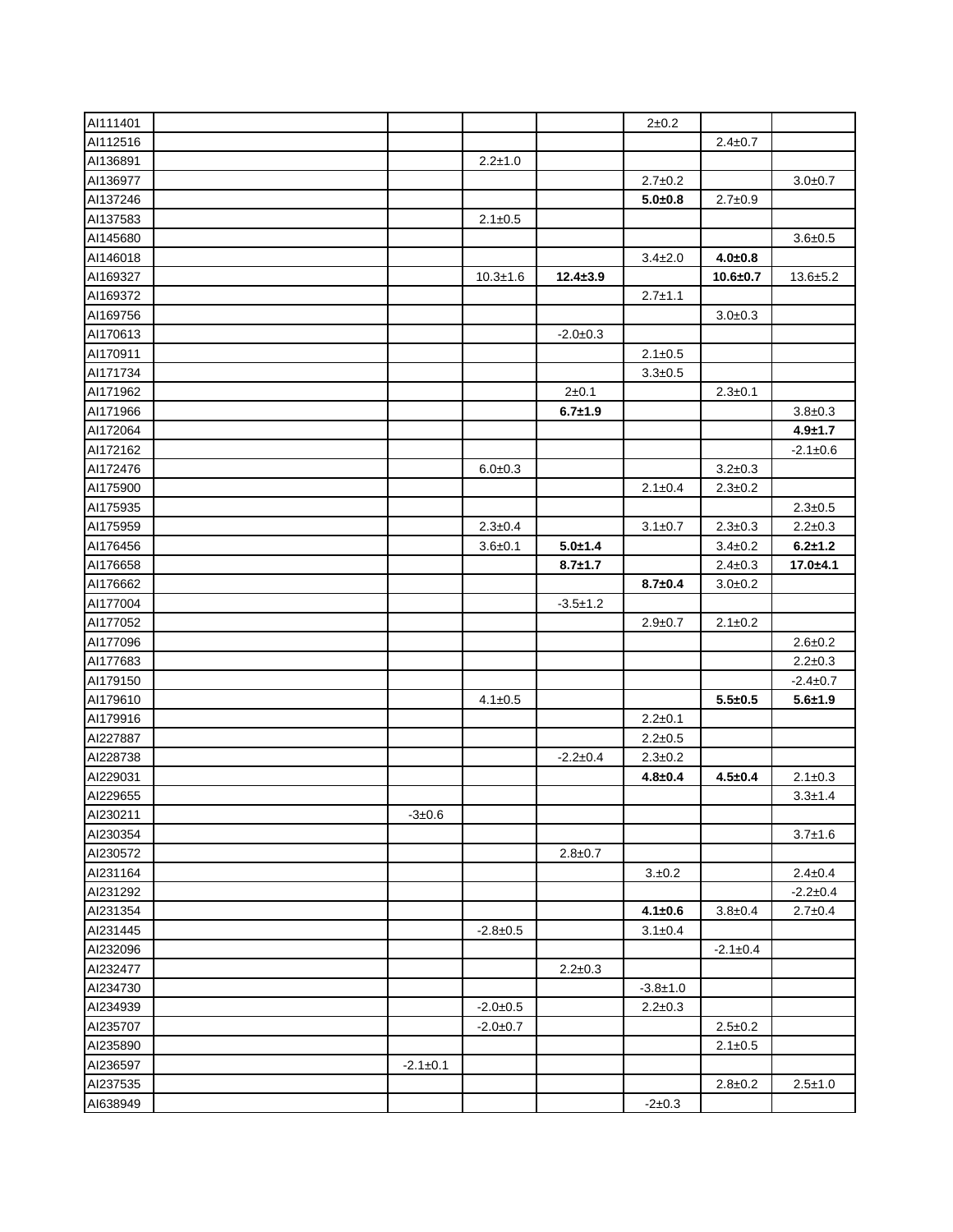| | | | | | | | |
|---|---|---|---|---|---|---|---|
| AI111401 | | | | | 2±0.2 | | |
| AI112516 | | | | | | 2.4±0.7 | |
| AI136891 | | | 2.2±1.0 | | | | |
| AI136977 | | | | | 2.7±0.2 | | 3.0±0.7 |
| AI137246 | | | | | **5.0±0.8** | 2.7±0.9 | |
| AI137583 | | | 2.1±0.5 | | | | |
| AI145680 | | | | | | | 3.6±0.5 |
| AI146018 | | | | | 3.4±2.0 | **4.0±0.8** | |
| AI169327 | | | 10.3±1.6 | **12.4±3.9** | | **10.6±0.7** | 13.6±5.2 |
| AI169372 | | | | | 2.7±1.1 | | |
| AI169756 | | | | | | 3.0±0.3 | |
| AI170613 | | | | -2.0±0.3 | | | |
| AI170911 | | | | | 2.1±0.5 | | |
| AI171734 | | | | | 3.3±0.5 | | |
| AI171962 | | | | 2±0.1 | | 2.3±0.1 | |
| AI171966 | | | | **6.7±1.9** | | | 3.8±0.3 |
| AI172064 | | | | | | | **4.9±1.7** |
| AI172162 | | | | | | | -2.1±0.6 |
| AI172476 | | | 6.0±0.3 | | | 3.2±0.3 | |
| AI175900 | | | | | 2.1±0.4 | 2.3±0.2 | |
| AI175935 | | | | | | | 2.3±0.5 |
| AI175959 | | | 2.3±0.4 | | 3.1±0.7 | 2.3±0.3 | 2.2±0.3 |
| AI176456 | | | 3.6±0.1 | **5.0±1.4** | | 3.4±0.2 | **6.2±1.2** |
| AI176658 | | | | **8.7±1.7** | | 2.4±0.3 | **17.0±4.1** |
| AI176662 | | | | | **8.7±0.4** | 3.0±0.2 | |
| AI177004 | | | | -3.5±1.2 | | | |
| AI177052 | | | | | 2.9±0.7 | 2.1±0.2 | |
| AI177096 | | | | | | | 2.6±0.2 |
| AI177683 | | | | | | | 2.2±0.3 |
| AI179150 | | | | | | | -2.4±0.7 |
| AI179610 | | | 4.1±0.5 | | | **5.5±0.5** | **5.6±1.9** |
| AI179916 | | | | | 2.2±0.1 | | |
| AI227887 | | | | | 2.2±0.5 | | |
| AI228738 | | | | -2.2±0.4 | 2.3±0.2 | | |
| AI229031 | | | | | **4.8±0.4** | **4.5±0.4** | 2.1±0.3 |
| AI229655 | | | | | | | 3.3±1.4 |
| AI230211 | | -3±0.6 | | | | | |
| AI230354 | | | | | | | 3.7±1.6 |
| AI230572 | | | | 2.8±0.7 | | | |
| AI231164 | | | | | 3.±0.2 | | 2.4±0.4 |
| AI231292 | | | | | | | -2.2±0.4 |
| AI231354 | | | | | **4.1±0.6** | 3.8±0.4 | 2.7±0.4 |
| AI231445 | | | -2.8±0.5 | | 3.1±0.4 | | |
| AI232096 | | | | | | -2.1±0.4 | |
| AI232477 | | | | 2.2±0.3 | | | |
| AI234730 | | | | | -3.8±1.0 | | |
| AI234939 | | | -2.0±0.5 | | 2.2±0.3 | | |
| AI235707 | | | -2.0±0.7 | | | 2.5±0.2 | |
| AI235890 | | | | | | 2.1±0.5 | |
| AI236597 | | -2.1±0.1 | | | | | |
| AI237535 | | | | | | 2.8±0.2 | 2.5±1.0 |
| AI638949 | | | | | -2±0.3 | | |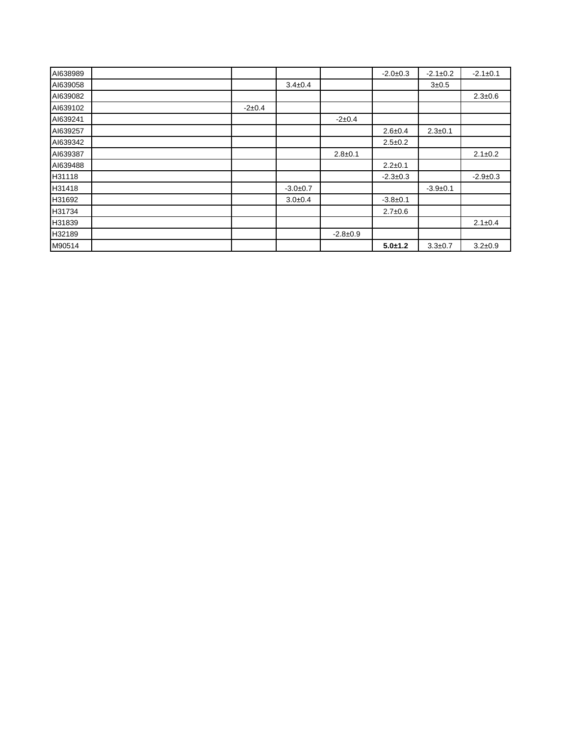| | | | | | | | |
|---|---|---|---|---|---|---|---|
| AI638989 | | | | | -2.0±0.3 | -2.1±0.2 | -2.1±0.1 |
| AI639058 | | | 3.4±0.4 | | | 3±0.5 | |
| AI639082 | | | | | | | 2.3±0.6 |
| AI639102 | | -2±0.4 | | | | | |
| AI639241 | | | | -2±0.4 | | | |
| AI639257 | | | | | 2.6±0.4 | 2.3±0.1 | |
| AI639342 | | | | | 2.5±0.2 | | |
| AI639387 | | | | 2.8±0.1 | | | 2.1±0.2 |
| AI639488 | | | | | 2.2±0.1 | | |
| H31118 | | | | | -2.3±0.3 | | -2.9±0.3 |
| H31418 | | | -3.0±0.7 | | | -3.9±0.1 | |
| H31692 | | | 3.0±0.4 | | -3.8±0.1 | | |
| H31734 | | | | | 2.7±0.6 | | |
| H31839 | | | | | | | 2.1±0.4 |
| H32189 | | | | -2.8±0.9 | | | |
| M90514 | | | | | **5.0±1.2** | 3.3±0.7 | 3.2±0.9 |